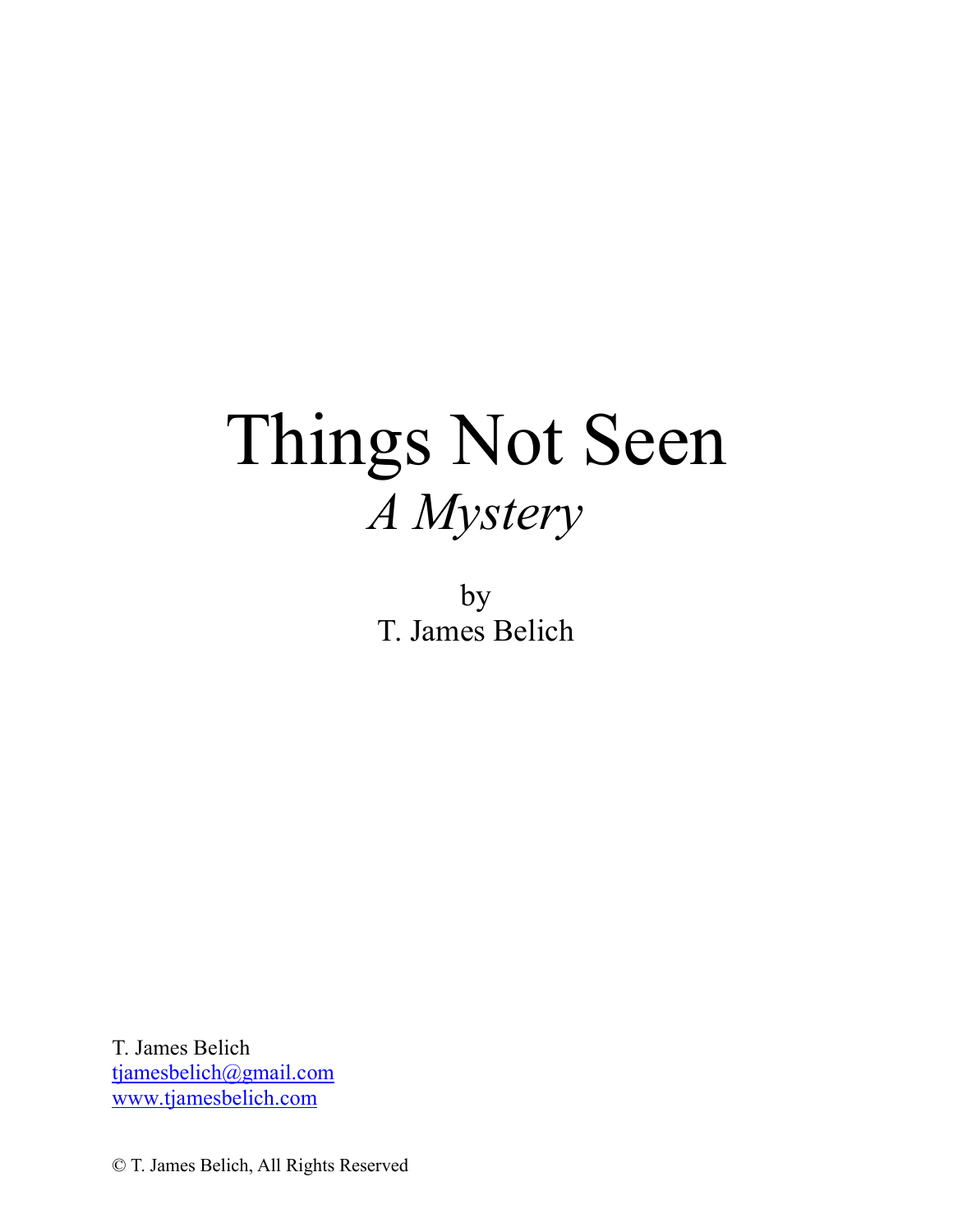# Things Not Seen

## *A Mystery*

by

T. James Belich

T. James Belich
tjamesbelich@gmail.com
www.tjamesbelich.com

© T. James Belich, All Rights Reserved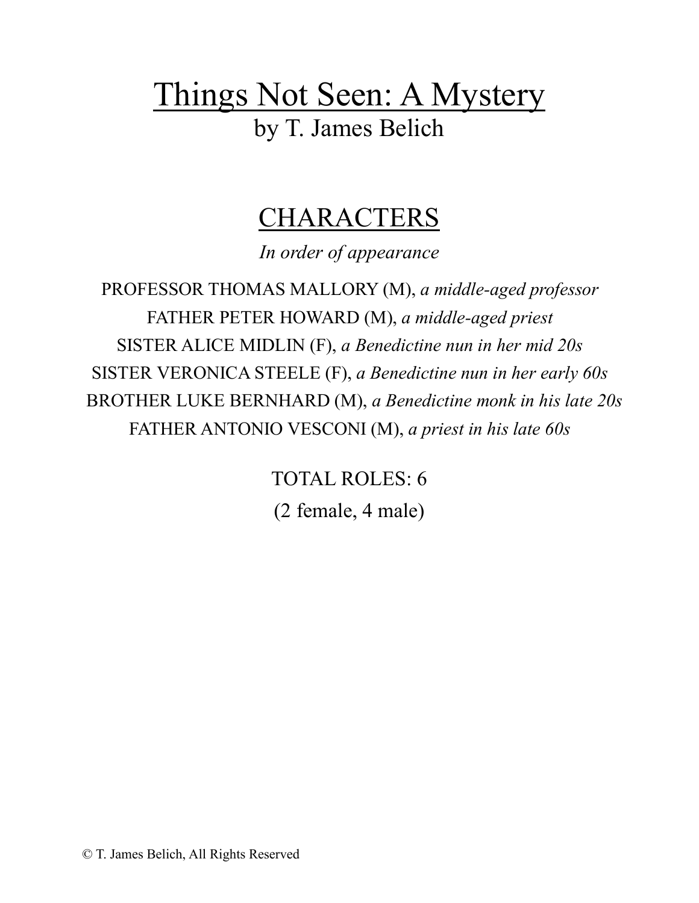# Things Not Seen: A Mystery

by T. James Belich

## CHARACTERS

*In order of appearance*

PROFESSOR THOMAS MALLORY (M), *a middle-aged professor*
FATHER PETER HOWARD (M), *a middle-aged priest*
SISTER ALICE MIDLIN (F), *a Benedictine nun in her mid 20s*
SISTER VERONICA STEELE (F), *a Benedictine nun in her early 60s*
BROTHER LUKE BERNHARD (M), *a Benedictine monk in his late 20s*
FATHER ANTONIO VESCONI (M), *a priest in his late 60s*

TOTAL ROLES: 6
(2 female, 4 male)

© T. James Belich, All Rights Reserved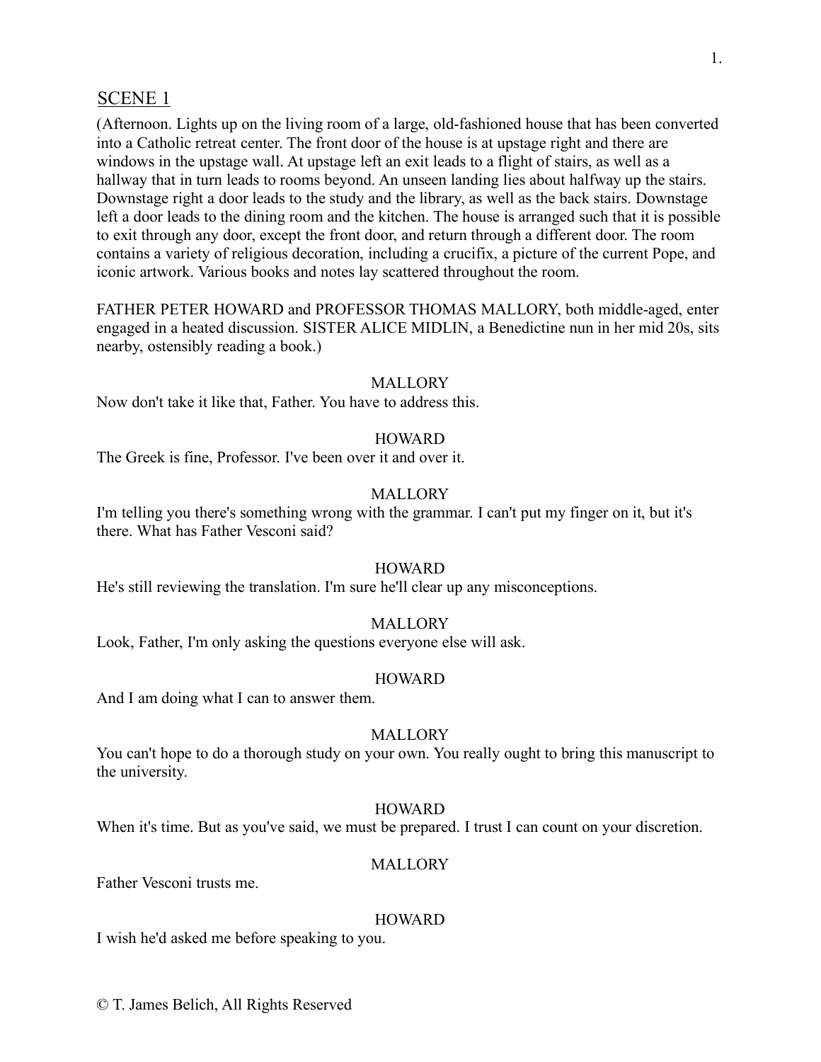## SCENE 1

(Afternoon. Lights up on the living room of a large, old-fashioned house that has been converted into a Catholic retreat center. The front door of the house is at upstage right and there are windows in the upstage wall. At upstage left an exit leads to a flight of stairs, as well as a hallway that in turn leads to rooms beyond. An unseen landing lies about halfway up the stairs. Downstage right a door leads to the study and the library, as well as the back stairs. Downstage left a door leads to the dining room and the kitchen. The house is arranged such that it is possible to exit through any door, except the front door, and return through a different door. The room contains a variety of religious decoration, including a crucifix, a picture of the current Pope, and iconic artwork. Various books and notes lay scattered throughout the room.

FATHER PETER HOWARD and PROFESSOR THOMAS MALLORY, both middle-aged, enter engaged in a heated discussion. SISTER ALICE MIDLIN, a Benedictine nun in her mid 20s, sits nearby, ostensibly reading a book.)

MALLORY

Now don't take it like that, Father. You have to address this.

HOWARD

The Greek is fine, Professor. I've been over it and over it.

MALLORY

I'm telling you there's something wrong with the grammar. I can't put my finger on it, but it's there. What has Father Vesconi said?

HOWARD

He's still reviewing the translation. I'm sure he'll clear up any misconceptions.

MALLORY

Look, Father, I'm only asking the questions everyone else will ask.

HOWARD

And I am doing what I can to answer them.

MALLORY

You can't hope to do a thorough study on your own. You really ought to bring this manuscript to the university.

HOWARD

When it's time. But as you've said, we must be prepared. I trust I can count on your discretion.

MALLORY

Father Vesconi trusts me.

HOWARD

I wish he'd asked me before speaking to you.

© T. James Belich, All Rights Reserved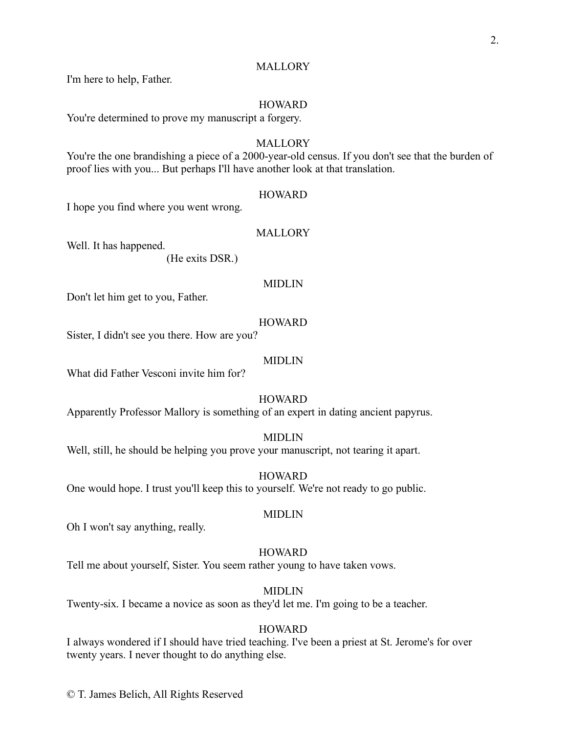MALLORY

I'm here to help, Father.

HOWARD

You're determined to prove my manuscript a forgery.

MALLORY

You're the one brandishing a piece of a 2000-year-old census. If you don't see that the burden of proof lies with you... But perhaps I'll have another look at that translation.

HOWARD

I hope you find where you went wrong.

MALLORY

Well. It has happened.

(He exits DSR.)

MIDLIN

Don't let him get to you, Father.

HOWARD

Sister, I didn't see you there. How are you?

MIDLIN

What did Father Vesconi invite him for?

HOWARD

Apparently Professor Mallory is something of an expert in dating ancient papyrus.

MIDLIN

Well, still, he should be helping you prove your manuscript, not tearing it apart.

HOWARD

One would hope. I trust you'll keep this to yourself. We're not ready to go public.

MIDLIN

Oh I won't say anything, really.

HOWARD

Tell me about yourself, Sister. You seem rather young to have taken vows.

MIDLIN

Twenty-six. I became a novice as soon as they'd let me. I'm going to be a teacher.

HOWARD

I always wondered if I should have tried teaching. I've been a priest at St. Jerome's for over twenty years. I never thought to do anything else.

© T. James Belich, All Rights Reserved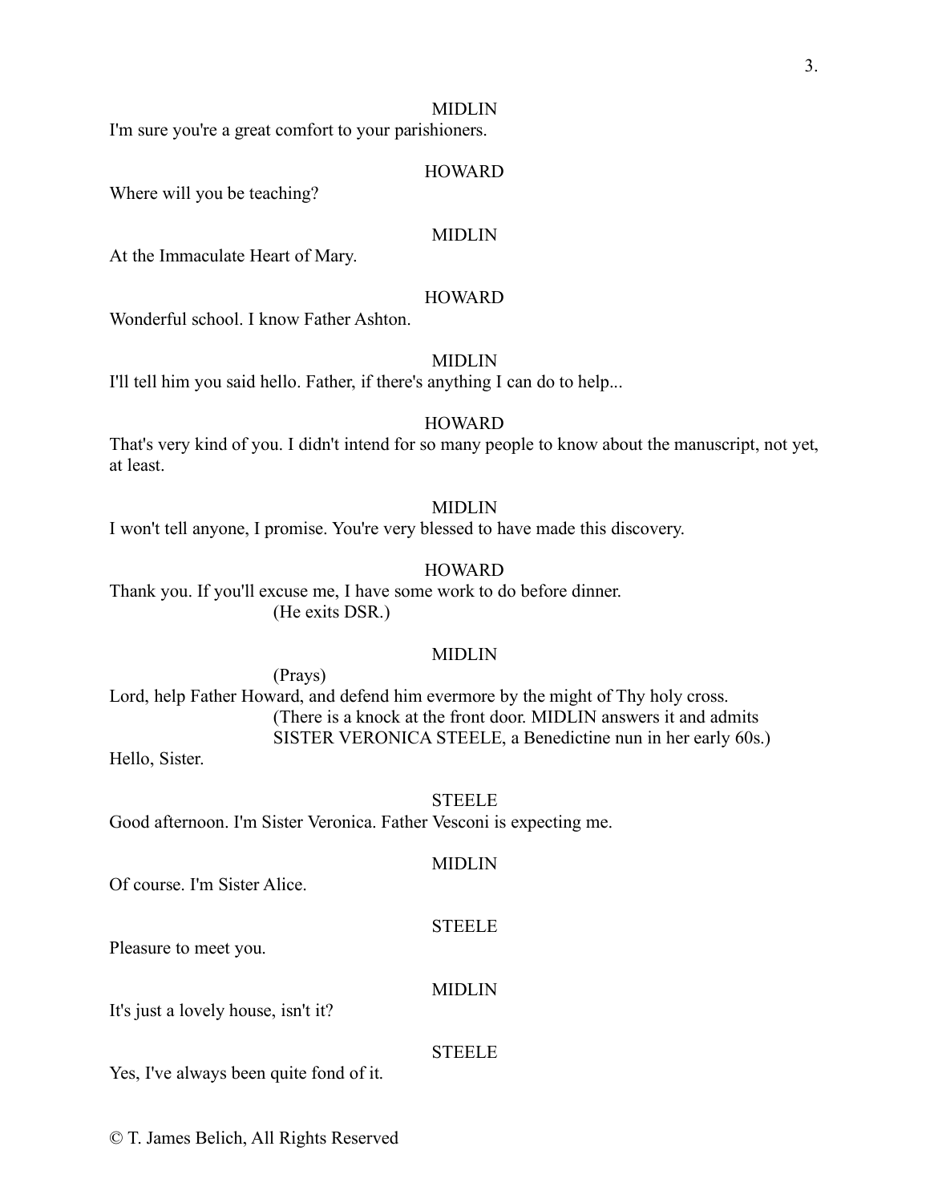MIDLIN

I'm sure you're a great comfort to your parishioners.

HOWARD

Where will you be teaching?

MIDLIN

At the Immaculate Heart of Mary.

HOWARD

Wonderful school. I know Father Ashton.

MIDLIN

I'll tell him you said hello. Father, if there's anything I can do to help...

HOWARD

That's very kind of you. I didn't intend for so many people to know about the manuscript, not yet, at least.

MIDLIN

I won't tell anyone, I promise. You're very blessed to have made this discovery.

HOWARD

Thank you. If you'll excuse me, I have some work to do before dinner.

(He exits DSR.)

MIDLIN

(Prays)

Lord, help Father Howard, and defend him evermore by the might of Thy holy cross.

(There is a knock at the front door. MIDLIN answers it and admits SISTER VERONICA STEELE, a Benedictine nun in her early 60s.)

Hello, Sister.

STEELE

Good afternoon. I'm Sister Veronica. Father Vesconi is expecting me.

MIDLIN

Of course. I'm Sister Alice.

STEELE

Pleasure to meet you.

MIDLIN

It's just a lovely house, isn't it?

STEELE

Yes, I've always been quite fond of it.

© T. James Belich, All Rights Reserved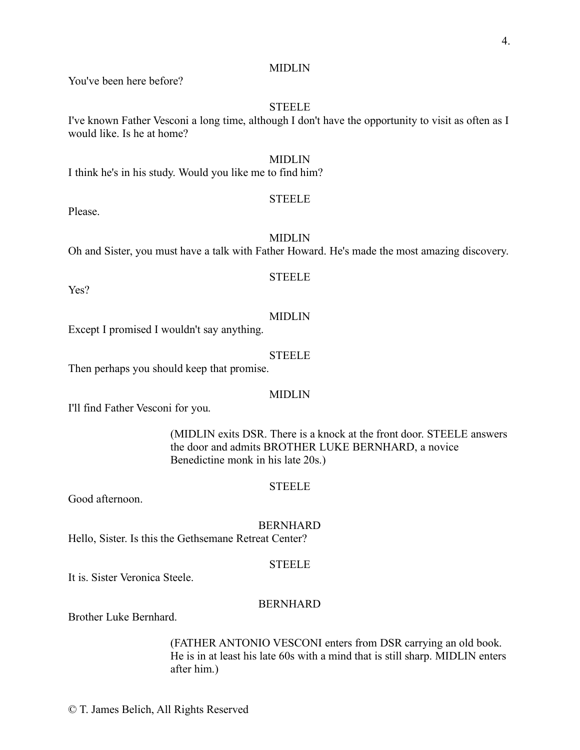MIDLIN

You've been here before?

STEELE

I've known Father Vesconi a long time, although I don't have the opportunity to visit as often as I would like. Is he at home?

MIDLIN

I think he's in his study. Would you like me to find him?

STEELE

Please.

MIDLIN

Oh and Sister, you must have a talk with Father Howard. He's made the most amazing discovery.

STEELE

Yes?

MIDLIN

Except I promised I wouldn't say anything.

STEELE

Then perhaps you should keep that promise.

MIDLIN

I'll find Father Vesconi for you.

> (MIDLIN exits DSR. There is a knock at the front door. STEELE answers the door and admits BROTHER LUKE BERNHARD, a novice Benedictine monk in his late 20s.)

STEELE

Good afternoon.

BERNHARD

Hello, Sister. Is this the Gethsemane Retreat Center?

STEELE

It is. Sister Veronica Steele.

BERNHARD

Brother Luke Bernhard.

> (FATHER ANTONIO VESCONI enters from DSR carrying an old book. He is in at least his late 60s with a mind that is still sharp. MIDLIN enters after him.)

© T. James Belich, All Rights Reserved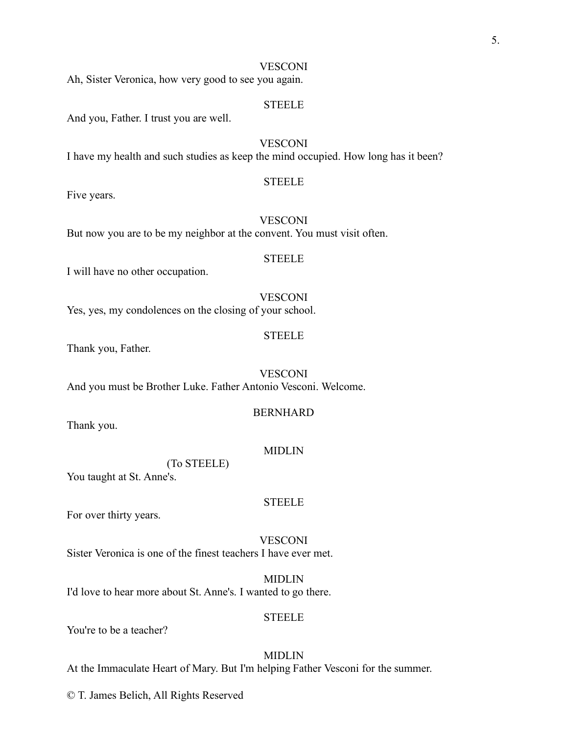VESCONI

Ah, Sister Veronica, how very good to see you again.

STEELE

And you, Father. I trust you are well.

VESCONI

I have my health and such studies as keep the mind occupied. How long has it been?

STEELE

Five years.

VESCONI

But now you are to be my neighbor at the convent. You must visit often.

STEELE

I will have no other occupation.

VESCONI

Yes, yes, my condolences on the closing of your school.

STEELE

Thank you, Father.

VESCONI

And you must be Brother Luke. Father Antonio Vesconi. Welcome.

BERNHARD

Thank you.

MIDLIN

(To STEELE)

You taught at St. Anne's.

STEELE

For over thirty years.

VESCONI

Sister Veronica is one of the finest teachers I have ever met.

MIDLIN

I'd love to hear more about St. Anne's. I wanted to go there.

STEELE

You're to be a teacher?

MIDLIN

At the Immaculate Heart of Mary. But I'm helping Father Vesconi for the summer.

© T. James Belich, All Rights Reserved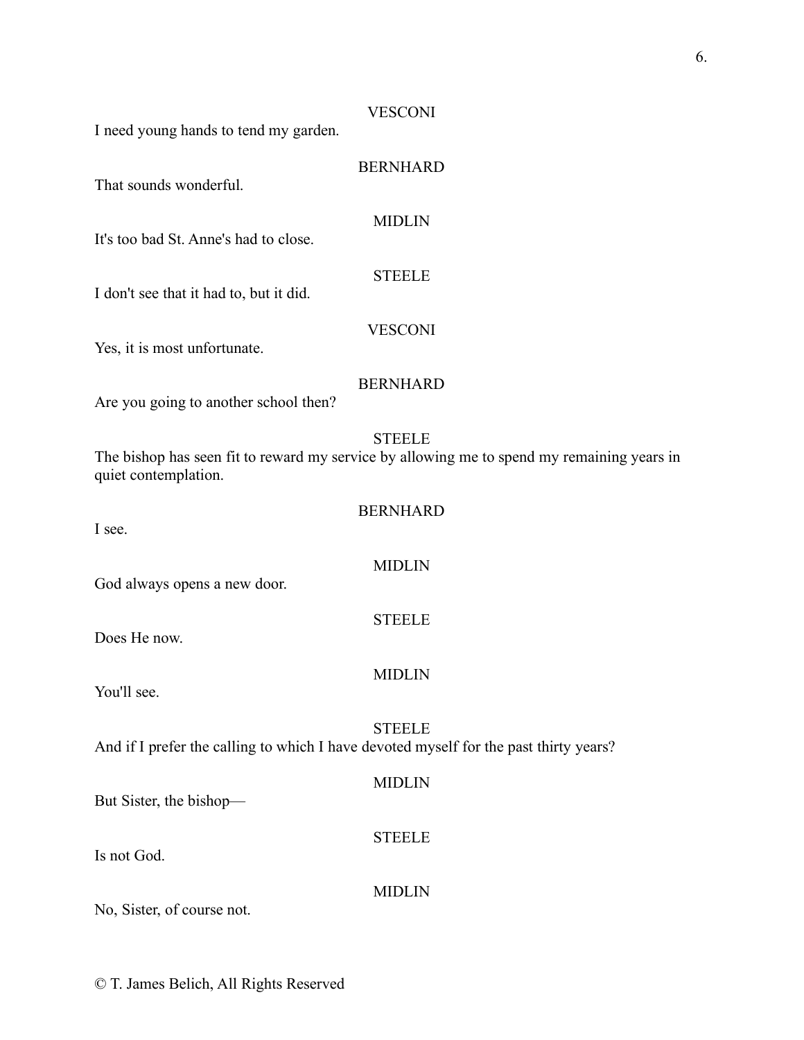VESCONI

I need young hands to tend my garden.

BERNHARD

That sounds wonderful.

MIDLIN

It's too bad St. Anne's had to close.

STEELE

I don't see that it had to, but it did.

VESCONI

Yes, it is most unfortunate.

BERNHARD

Are you going to another school then?

STEELE

The bishop has seen fit to reward my service by allowing me to spend my remaining years in quiet contemplation.

BERNHARD

I see.

MIDLIN

God always opens a new door.

STEELE

Does He now.

MIDLIN

You'll see.

STEELE

And if I prefer the calling to which I have devoted myself for the past thirty years?

MIDLIN

But Sister, the bishop—

STEELE

Is not God.

MIDLIN

No, Sister, of course not.

© T. James Belich, All Rights Reserved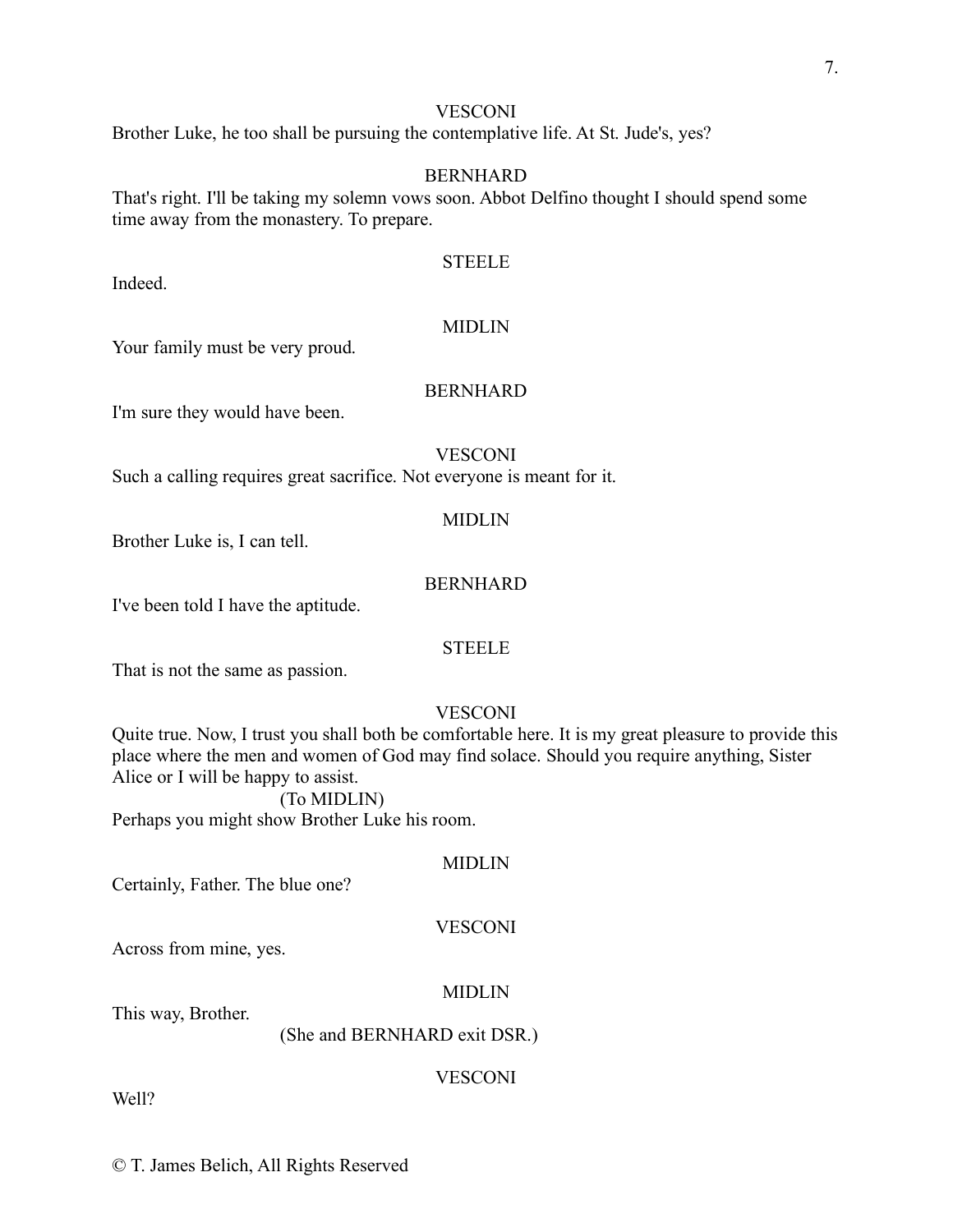VESCONI

Brother Luke, he too shall be pursuing the contemplative life. At St. Jude's, yes?

BERNHARD

That's right. I'll be taking my solemn vows soon. Abbot Delfino thought I should spend some time away from the monastery. To prepare.

STEELE

Indeed.

MIDLIN

Your family must be very proud.

BERNHARD

I'm sure they would have been.

VESCONI

Such a calling requires great sacrifice. Not everyone is meant for it.

MIDLIN

Brother Luke is, I can tell.

BERNHARD

I've been told I have the aptitude.

STEELE

That is not the same as passion.

VESCONI

Quite true. Now, I trust you shall both be comfortable here. It is my great pleasure to provide this place where the men and women of God may find solace. Should you require anything, Sister Alice or I will be happy to assist.

(To MIDLIN)

Perhaps you might show Brother Luke his room.

MIDLIN

Certainly, Father. The blue one?

VESCONI

Across from mine, yes.

MIDLIN

This way, Brother.

(She and BERNHARD exit DSR.)

VESCONI

Well?

© T. James Belich, All Rights Reserved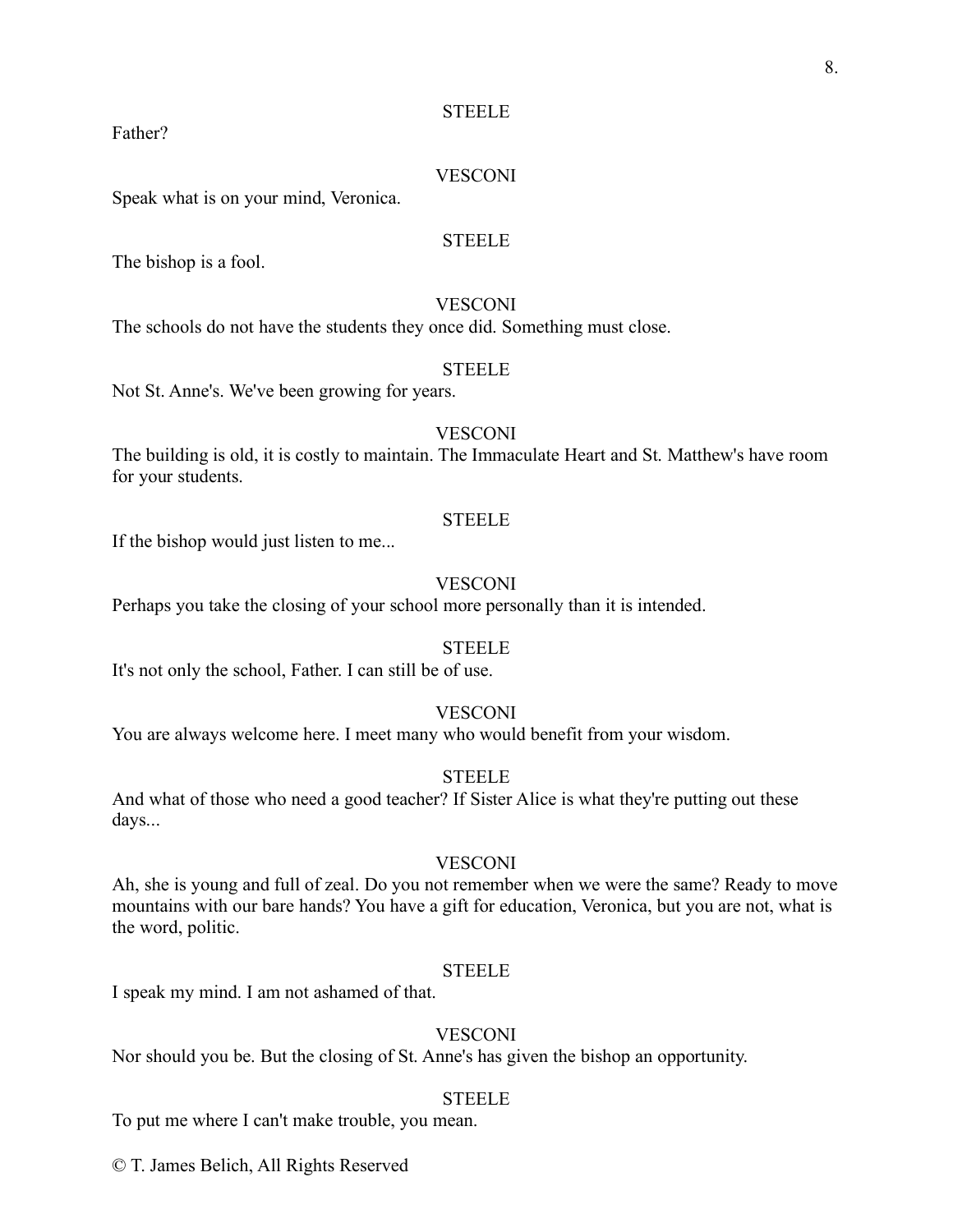STEELE

Father?

VESCONI

Speak what is on your mind, Veronica.

STEELE

The bishop is a fool.

VESCONI

The schools do not have the students they once did. Something must close.

STEELE

Not St. Anne's. We've been growing for years.

VESCONI

The building is old, it is costly to maintain. The Immaculate Heart and St. Matthew's have room for your students.

STEELE

If the bishop would just listen to me...

VESCONI

Perhaps you take the closing of your school more personally than it is intended.

STEELE

It's not only the school, Father. I can still be of use.

VESCONI

You are always welcome here. I meet many who would benefit from your wisdom.

STEELE

And what of those who need a good teacher? If Sister Alice is what they're putting out these days...

VESCONI

Ah, she is young and full of zeal. Do you not remember when we were the same? Ready to move mountains with our bare hands? You have a gift for education, Veronica, but you are not, what is the word, politic.

STEELE

I speak my mind. I am not ashamed of that.

VESCONI

Nor should you be. But the closing of St. Anne's has given the bishop an opportunity.

STEELE

To put me where I can't make trouble, you mean.

© T. James Belich, All Rights Reserved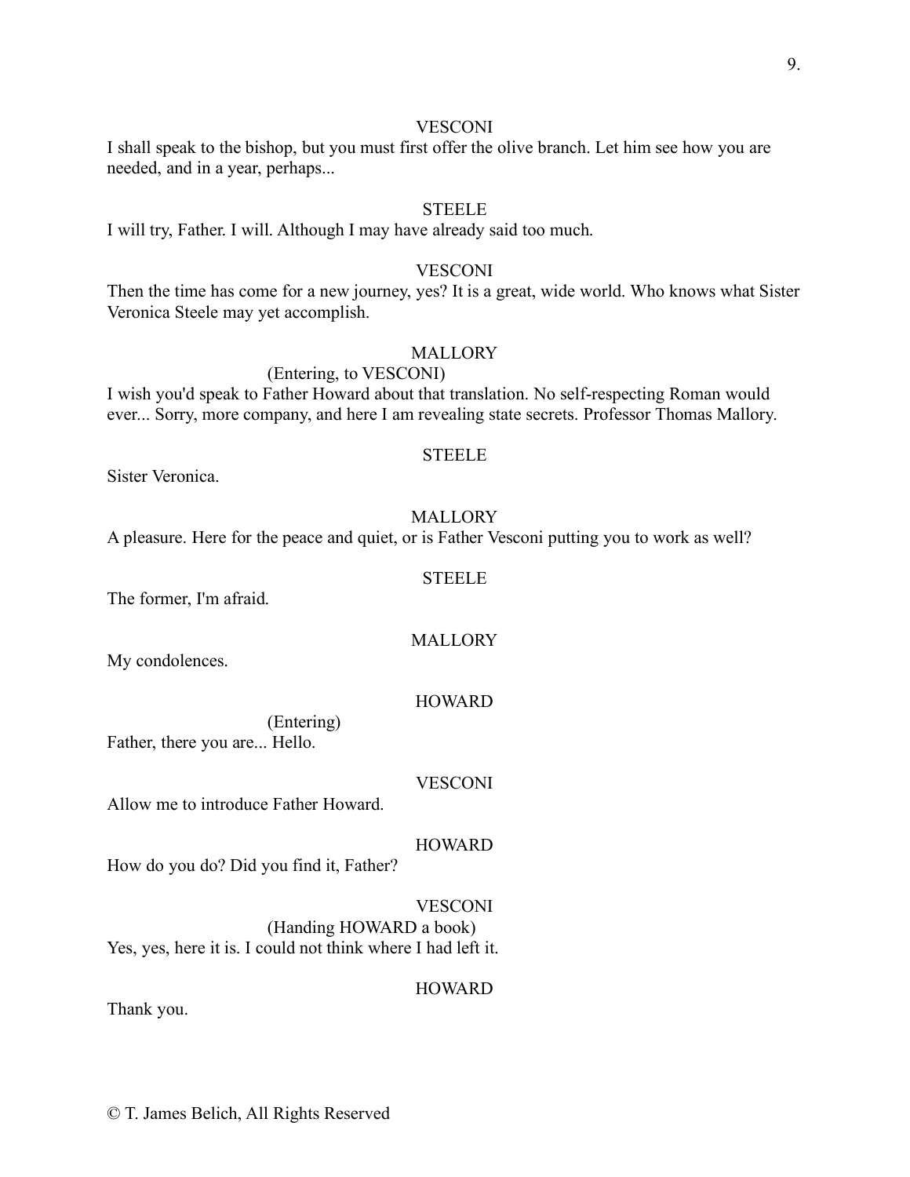VESCONI

I shall speak to the bishop, but you must first offer the olive branch. Let him see how you are needed, and in a year, perhaps...

STEELE

I will try, Father. I will. Although I may have already said too much.

VESCONI

Then the time has come for a new journey, yes? It is a great, wide world. Who knows what Sister Veronica Steele may yet accomplish.

MALLORY

(Entering, to VESCONI)

I wish you'd speak to Father Howard about that translation. No self-respecting Roman would ever... Sorry, more company, and here I am revealing state secrets. Professor Thomas Mallory.

STEELE

Sister Veronica.

MALLORY

A pleasure. Here for the peace and quiet, or is Father Vesconi putting you to work as well?

STEELE

The former, I'm afraid.

MALLORY

My condolences.

HOWARD

(Entering)

Father, there you are... Hello.

VESCONI

Allow me to introduce Father Howard.

HOWARD

How do you do? Did you find it, Father?

VESCONI

(Handing HOWARD a book)

Yes, yes, here it is. I could not think where I had left it.

HOWARD

Thank you.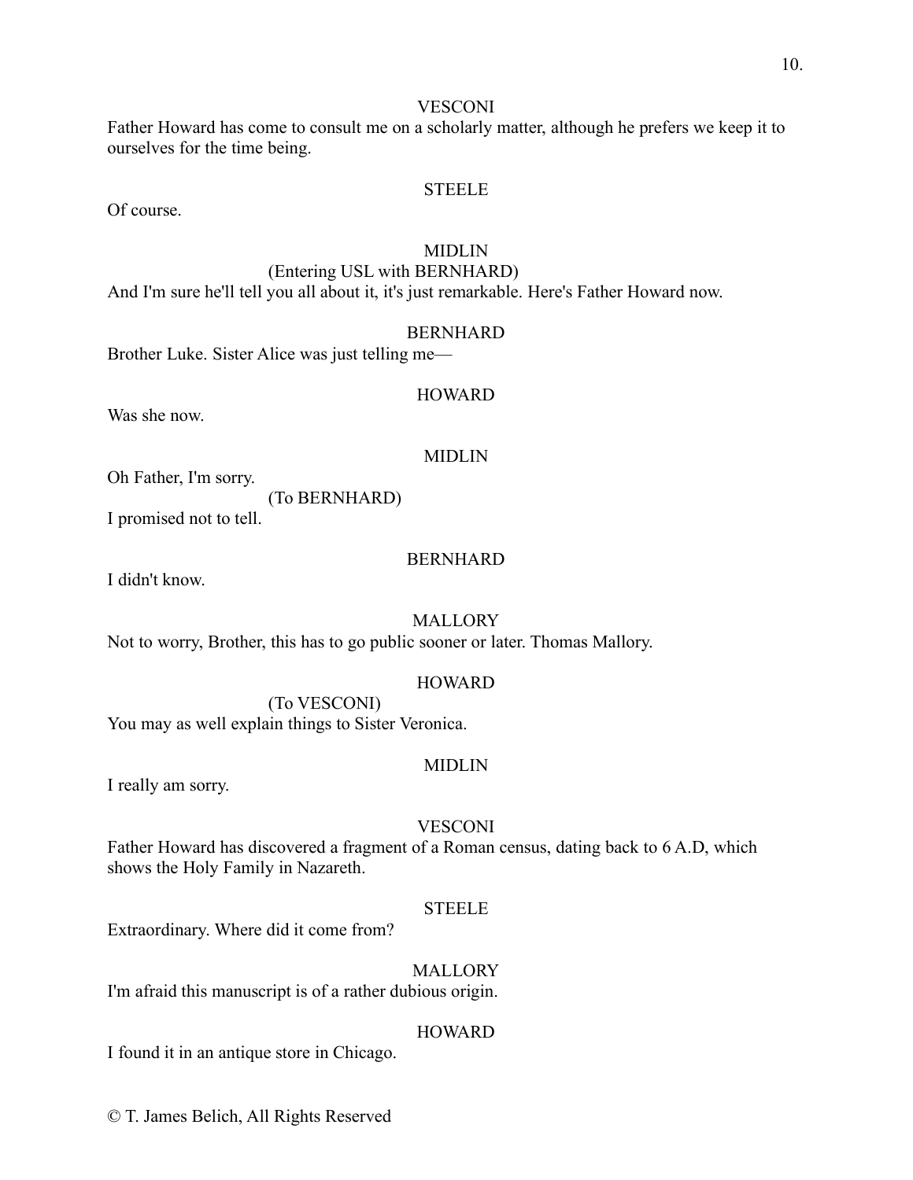VESCONI

Father Howard has come to consult me on a scholarly matter, although he prefers we keep it to ourselves for the time being.

STEELE

Of course.

MIDLIN

(Entering USL with BERNHARD)

And I'm sure he'll tell you all about it, it's just remarkable. Here's Father Howard now.

BERNHARD

Brother Luke. Sister Alice was just telling me—

HOWARD

Was she now.

MIDLIN

Oh Father, I'm sorry.

(To BERNHARD)

I promised not to tell.

BERNHARD

I didn't know.

MALLORY

Not to worry, Brother, this has to go public sooner or later. Thomas Mallory.

HOWARD

(To VESCONI)

You may as well explain things to Sister Veronica.

MIDLIN

I really am sorry.

VESCONI

Father Howard has discovered a fragment of a Roman census, dating back to 6 A.D, which shows the Holy Family in Nazareth.

STEELE

Extraordinary. Where did it come from?

MALLORY

I'm afraid this manuscript is of a rather dubious origin.

HOWARD

I found it in an antique store in Chicago.

© T. James Belich, All Rights Reserved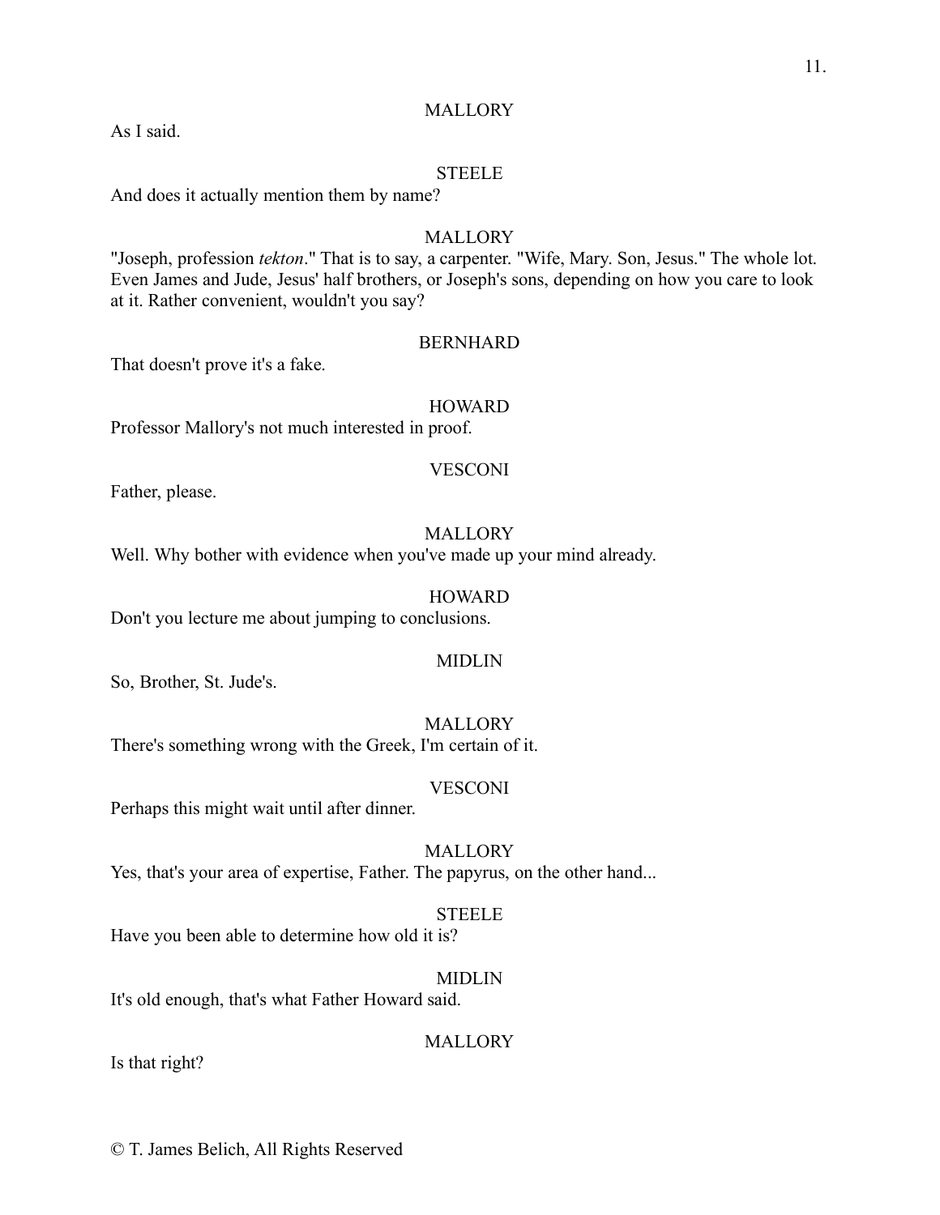MALLORY

As I said.

STEELE

And does it actually mention them by name?

MALLORY

"Joseph, profession *tekton*." That is to say, a carpenter. "Wife, Mary. Son, Jesus." The whole lot. Even James and Jude, Jesus' half brothers, or Joseph's sons, depending on how you care to look at it. Rather convenient, wouldn't you say?

BERNHARD

That doesn't prove it's a fake.

HOWARD

Professor Mallory's not much interested in proof.

VESCONI

Father, please.

MALLORY

Well. Why bother with evidence when you've made up your mind already.

HOWARD

Don't you lecture me about jumping to conclusions.

MIDLIN

So, Brother, St. Jude's.

MALLORY

There's something wrong with the Greek, I'm certain of it.

VESCONI

Perhaps this might wait until after dinner.

MALLORY

Yes, that's your area of expertise, Father. The papyrus, on the other hand...

STEELE

Have you been able to determine how old it is?

MIDLIN

It's old enough, that's what Father Howard said.

MALLORY

Is that right?

© T. James Belich, All Rights Reserved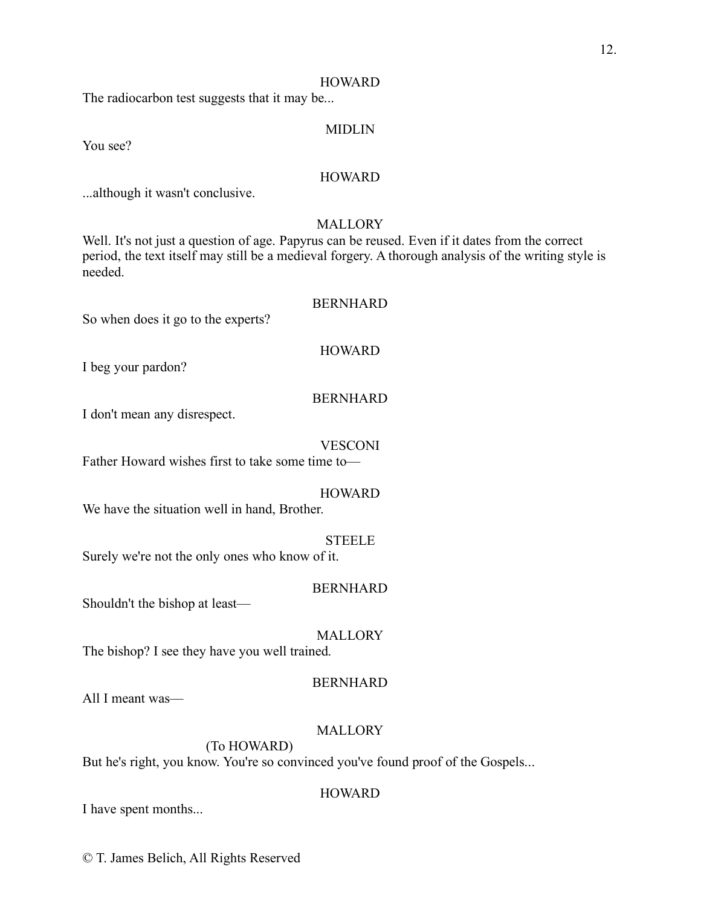HOWARD

The radiocarbon test suggests that it may be...

MIDLIN

You see?

HOWARD

...although it wasn't conclusive.

MALLORY

Well. It's not just a question of age. Papyrus can be reused. Even if it dates from the correct period, the text itself may still be a medieval forgery. A thorough analysis of the writing style is needed.

BERNHARD

So when does it go to the experts?

HOWARD

I beg your pardon?

BERNHARD

I don't mean any disrespect.

VESCONI

Father Howard wishes first to take some time to—

HOWARD

We have the situation well in hand, Brother.

STEELE

Surely we're not the only ones who know of it.

BERNHARD

Shouldn't the bishop at least—

MALLORY

The bishop? I see they have you well trained.

BERNHARD

All I meant was—

MALLORY

(To HOWARD)

But he's right, you know. You're so convinced you've found proof of the Gospels...

HOWARD

I have spent months...

© T. James Belich, All Rights Reserved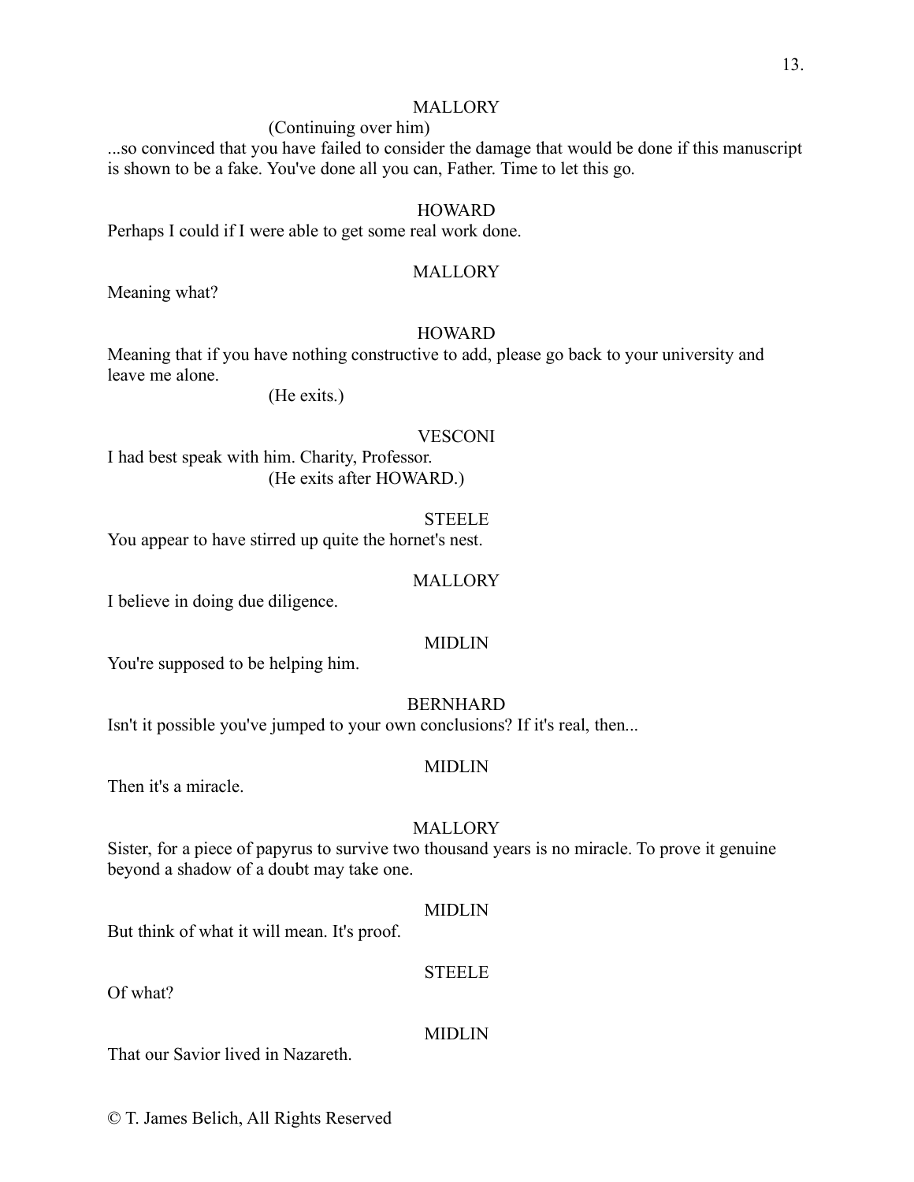MALLORY

(Continuing over him)

...so convinced that you have failed to consider the damage that would be done if this manuscript is shown to be a fake. You've done all you can, Father. Time to let this go.

HOWARD

Perhaps I could if I were able to get some real work done.

MALLORY

Meaning what?

HOWARD

Meaning that if you have nothing constructive to add, please go back to your university and leave me alone.

(He exits.)

VESCONI

I had best speak with him. Charity, Professor.

(He exits after HOWARD.)

STEELE

You appear to have stirred up quite the hornet's nest.

MALLORY

I believe in doing due diligence.

MIDLIN

You're supposed to be helping him.

BERNHARD

Isn't it possible you've jumped to your own conclusions? If it's real, then...

MIDLIN

Then it's a miracle.

MALLORY

Sister, for a piece of papyrus to survive two thousand years is no miracle. To prove it genuine beyond a shadow of a doubt may take one.

MIDLIN

But think of what it will mean. It's proof.

STEELE

Of what?

MIDLIN

That our Savior lived in Nazareth.

© T. James Belich, All Rights Reserved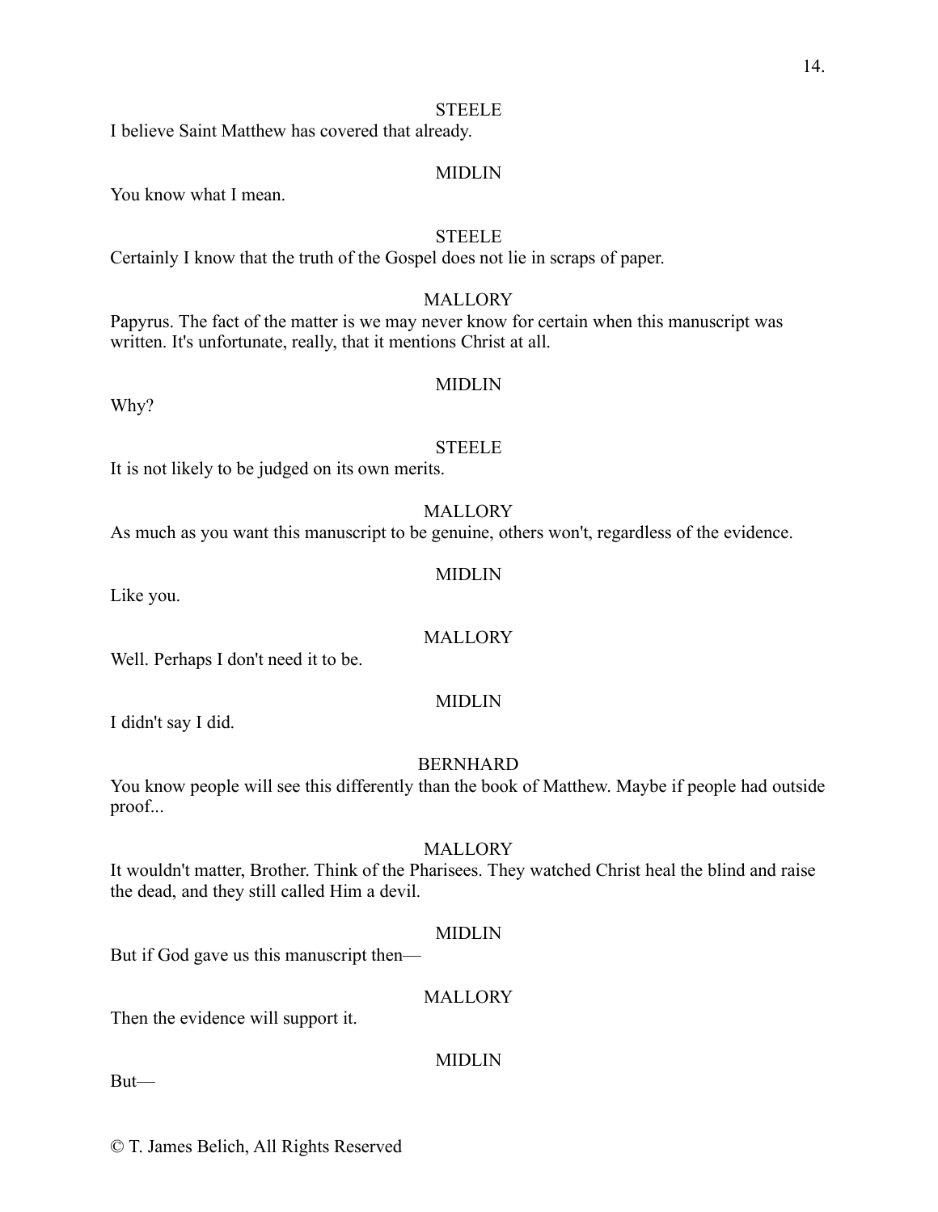STEELE

I believe Saint Matthew has covered that already.

MIDLIN

You know what I mean.

STEELE

Certainly I know that the truth of the Gospel does not lie in scraps of paper.

MALLORY

Papyrus. The fact of the matter is we may never know for certain when this manuscript was written. It's unfortunate, really, that it mentions Christ at all.

MIDLIN

Why?

STEELE

It is not likely to be judged on its own merits.

MALLORY

As much as you want this manuscript to be genuine, others won't, regardless of the evidence.

MIDLIN

Like you.

MALLORY

Well. Perhaps I don't need it to be.

MIDLIN

I didn't say I did.

BERNHARD

You know people will see this differently than the book of Matthew. Maybe if people had outside proof...

MALLORY

It wouldn't matter, Brother. Think of the Pharisees. They watched Christ heal the blind and raise the dead, and they still called Him a devil.

MIDLIN

But if God gave us this manuscript then—

MALLORY

Then the evidence will support it.

MIDLIN

But—

© T. James Belich, All Rights Reserved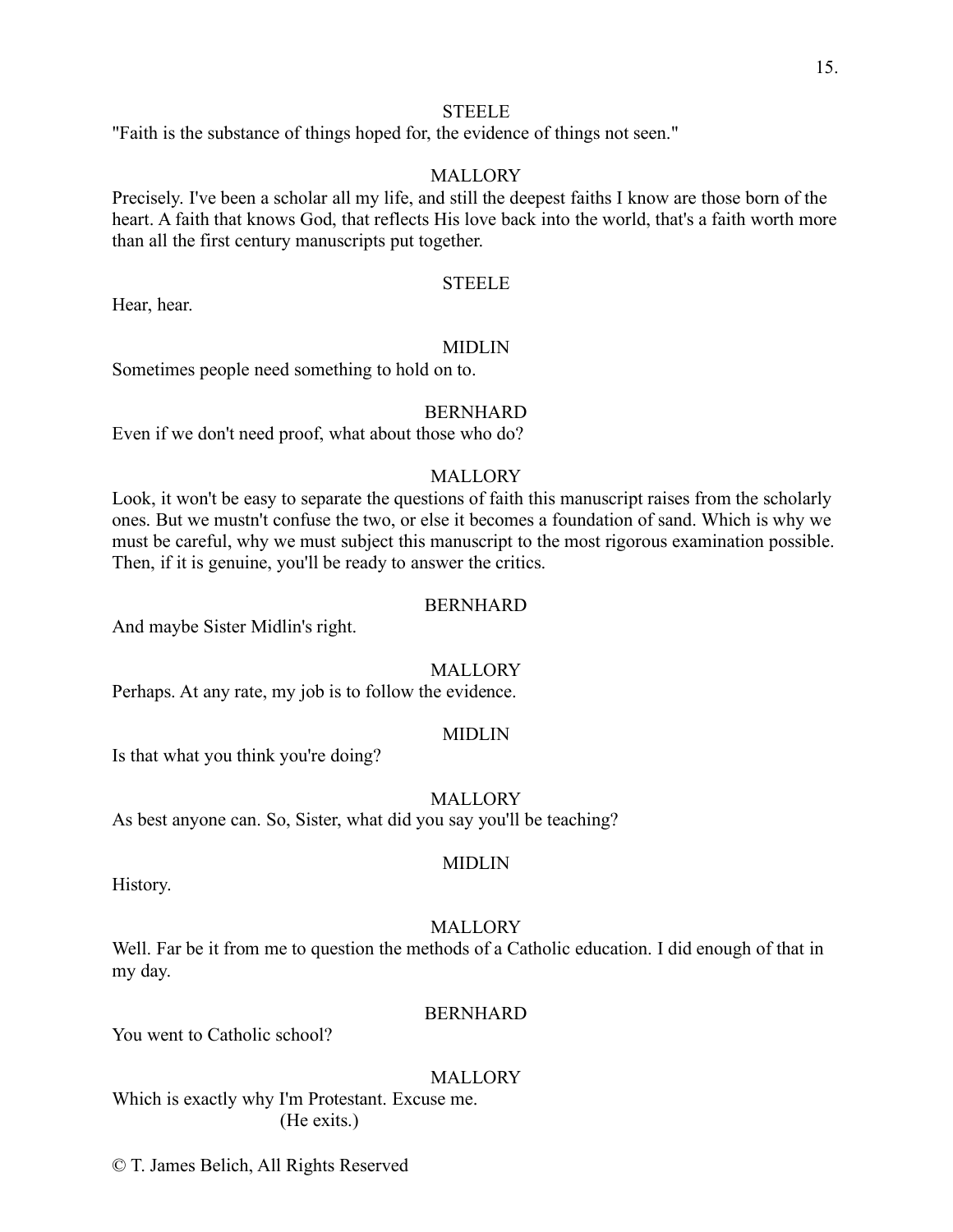STEELE

"Faith is the substance of things hoped for, the evidence of things not seen."

MALLORY

Precisely. I've been a scholar all my life, and still the deepest faiths I know are those born of the heart. A faith that knows God, that reflects His love back into the world, that's a faith worth more than all the first century manuscripts put together.

STEELE

Hear, hear.

MIDLIN

Sometimes people need something to hold on to.

BERNHARD

Even if we don't need proof, what about those who do?

MALLORY

Look, it won't be easy to separate the questions of faith this manuscript raises from the scholarly ones. But we mustn't confuse the two, or else it becomes a foundation of sand. Which is why we must be careful, why we must subject this manuscript to the most rigorous examination possible. Then, if it is genuine, you'll be ready to answer the critics.

BERNHARD

And maybe Sister Midlin's right.

MALLORY

Perhaps. At any rate, my job is to follow the evidence.

MIDLIN

Is that what you think you're doing?

MALLORY

As best anyone can. So, Sister, what did you say you'll be teaching?

MIDLIN

History.

MALLORY

Well. Far be it from me to question the methods of a Catholic education. I did enough of that in my day.

BERNHARD

You went to Catholic school?

MALLORY

Which is exactly why I'm Protestant. Excuse me.

(He exits.)

© T. James Belich, All Rights Reserved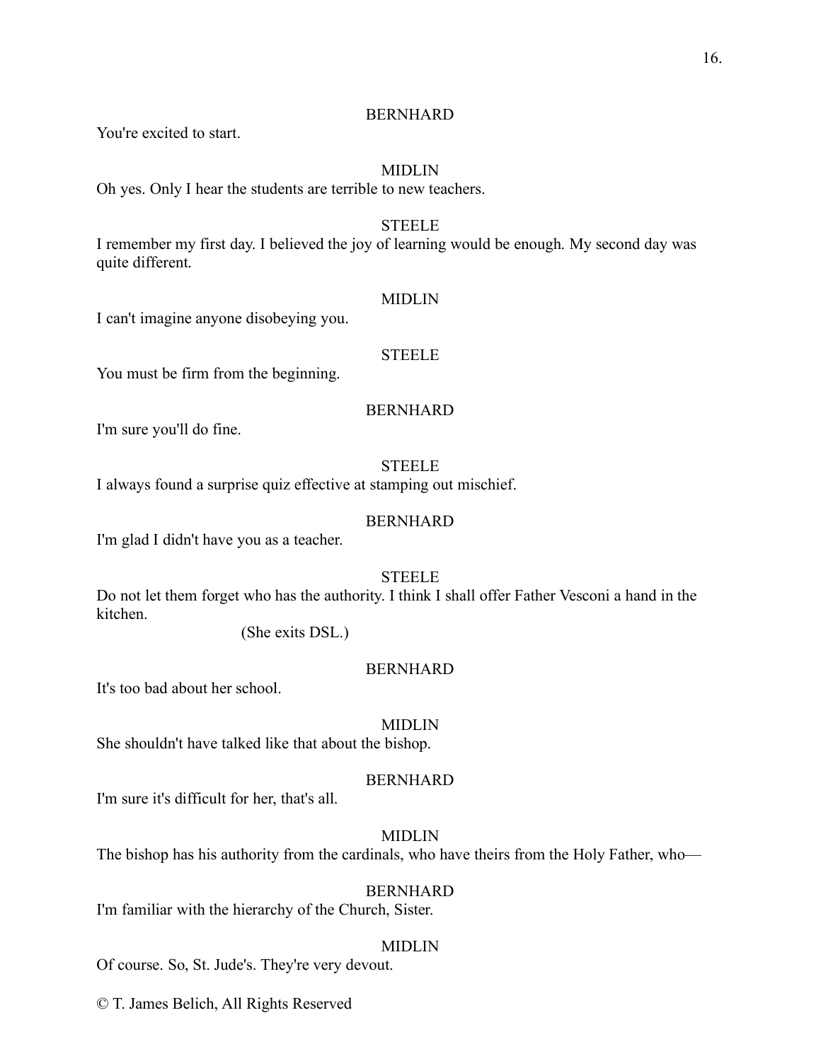BERNHARD

You're excited to start.

MIDLIN

Oh yes. Only I hear the students are terrible to new teachers.

STEELE

I remember my first day. I believed the joy of learning would be enough. My second day was quite different.

MIDLIN

I can't imagine anyone disobeying you.

STEELE

You must be firm from the beginning.

BERNHARD

I'm sure you'll do fine.

STEELE

I always found a surprise quiz effective at stamping out mischief.

BERNHARD

I'm glad I didn't have you as a teacher.

STEELE

Do not let them forget who has the authority. I think I shall offer Father Vesconi a hand in the kitchen.

(She exits DSL.)

BERNHARD

It's too bad about her school.

MIDLIN

She shouldn't have talked like that about the bishop.

BERNHARD

I'm sure it's difficult for her, that's all.

MIDLIN

The bishop has his authority from the cardinals, who have theirs from the Holy Father, who—

BERNHARD

I'm familiar with the hierarchy of the Church, Sister.

MIDLIN

Of course. So, St. Jude's. They're very devout.

© T. James Belich, All Rights Reserved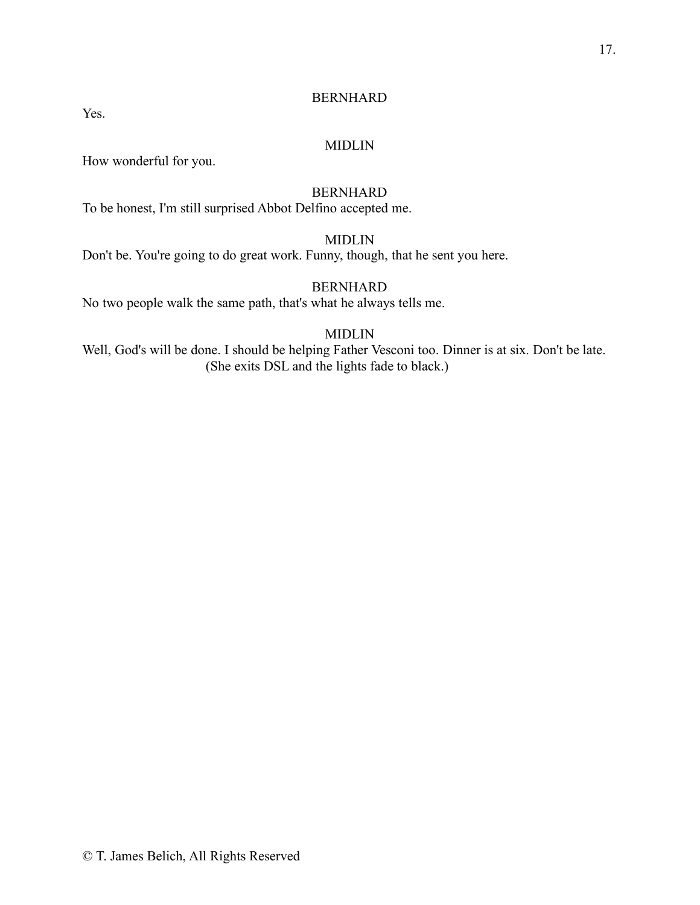BERNHARD

Yes.

MIDLIN

How wonderful for you.

BERNHARD

To be honest, I'm still surprised Abbot Delfino accepted me.

MIDLIN

Don't be. You're going to do great work. Funny, though, that he sent you here.

BERNHARD

No two people walk the same path, that's what he always tells me.

MIDLIN

Well, God's will be done. I should be helping Father Vesconi too. Dinner is at six. Don't be late.

(She exits DSL and the lights fade to black.)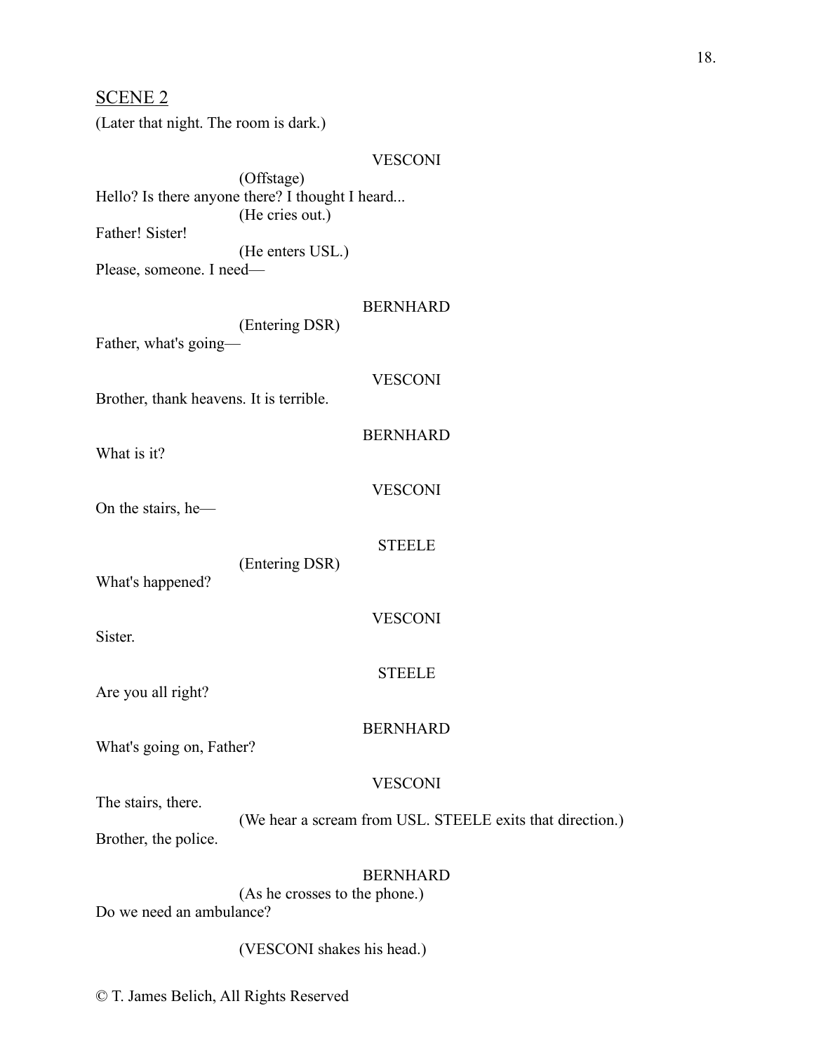## SCENE 2

(Later that night. The room is dark.)

VESCONI

(Offstage)

Hello? Is there anyone there? I thought I heard...

(He cries out.)

Father! Sister!

(He enters USL.)

Please, someone. I need—

BERNHARD

(Entering DSR)

Father, what's going—

VESCONI

Brother, thank heavens. It is terrible.

BERNHARD

What is it?

VESCONI

On the stairs, he—

STEELE

(Entering DSR)

What's happened?

VESCONI

Sister.

STEELE

Are you all right?

BERNHARD

What's going on, Father?

VESCONI

The stairs, there.

(We hear a scream from USL. STEELE exits that direction.)

Brother, the police.

BERNHARD

(As he crosses to the phone.)

Do we need an ambulance?

(VESCONI shakes his head.)

© T. James Belich, All Rights Reserved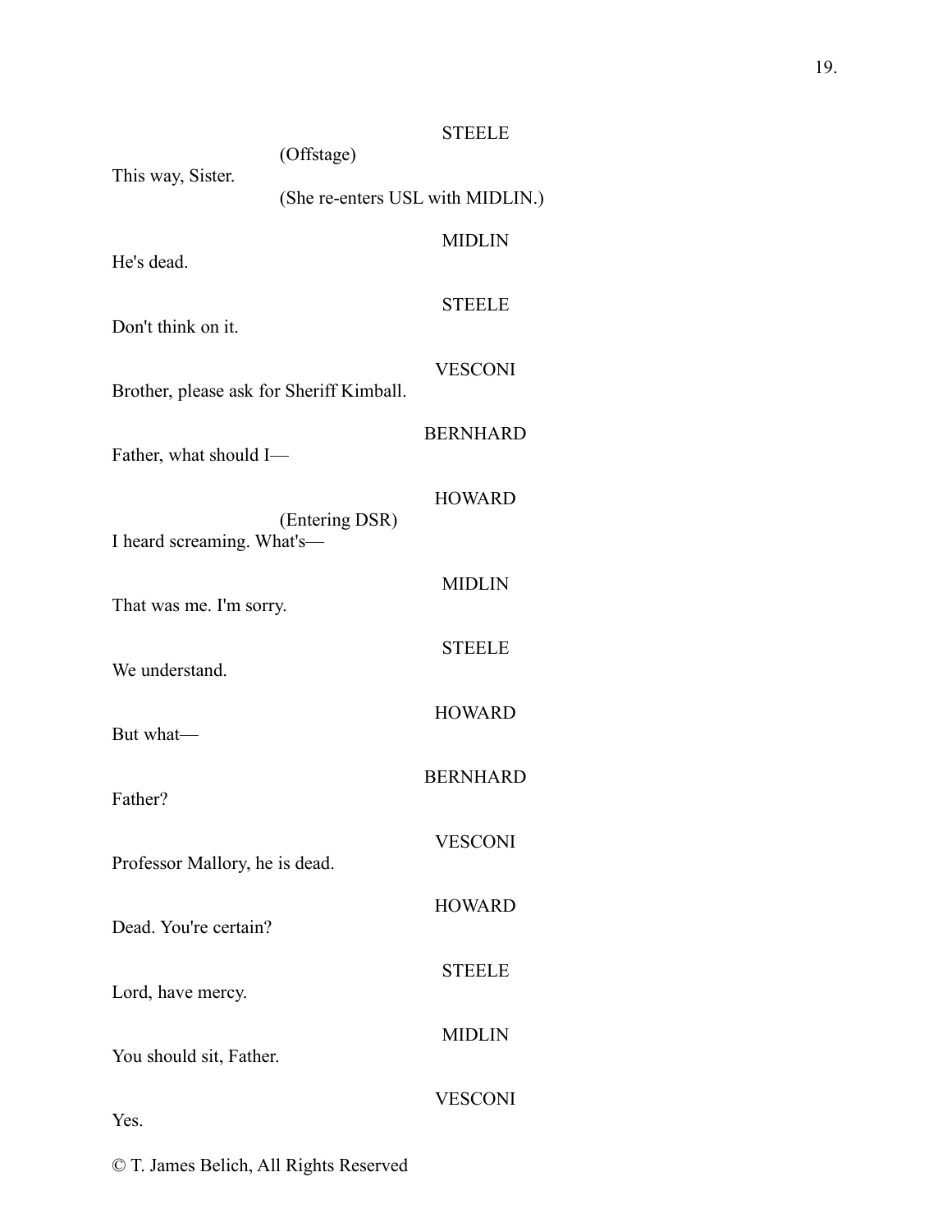STEELE

(Offstage)

This way, Sister.

(She re-enters USL with MIDLIN.)

MIDLIN

He's dead.

STEELE

Don't think on it.

VESCONI

Brother, please ask for Sheriff Kimball.

BERNHARD

Father, what should I—

HOWARD

(Entering DSR)

I heard screaming. What's—

MIDLIN

That was me. I'm sorry.

STEELE

We understand.

HOWARD

But what—

BERNHARD

Father?

VESCONI

Professor Mallory, he is dead.

HOWARD

Dead. You're certain?

STEELE

Lord, have mercy.

MIDLIN

You should sit, Father.

VESCONI

Yes.

© T. James Belich, All Rights Reserved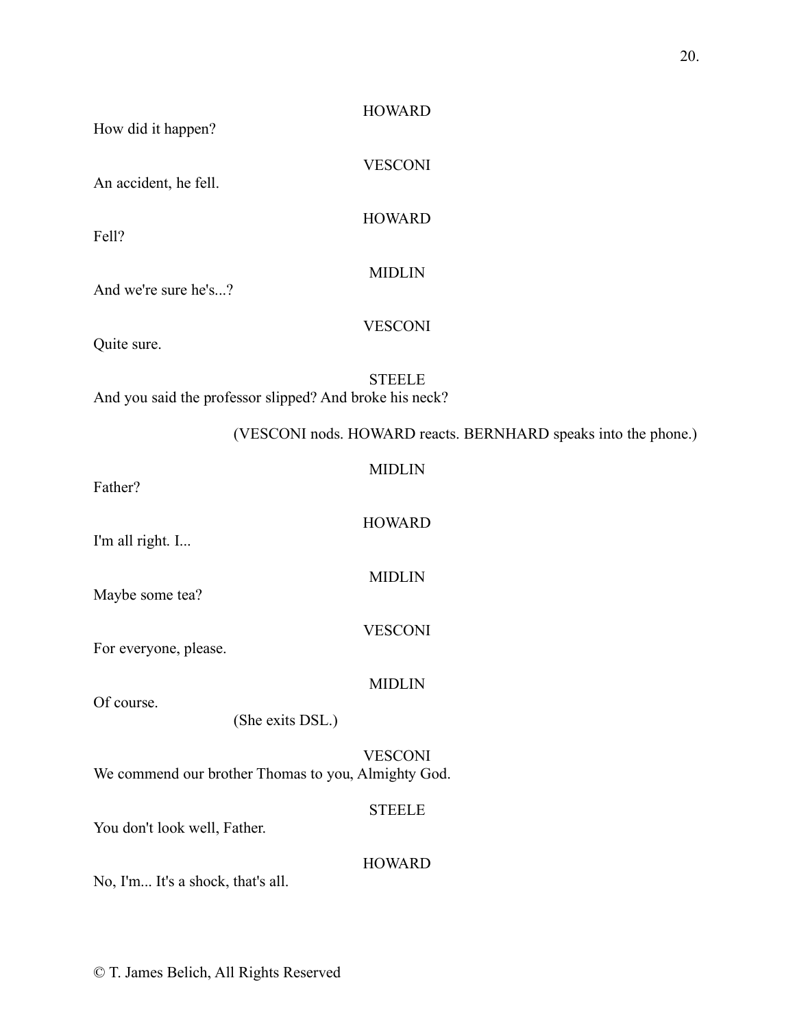HOWARD

How did it happen?

VESCONI

An accident, he fell.

HOWARD

Fell?

MIDLIN

And we're sure he's...?

VESCONI

Quite sure.

STEELE

And you said the professor slipped? And broke his neck?

(VESCONI nods. HOWARD reacts. BERNHARD speaks into the phone.)

MIDLIN

Father?

HOWARD

I'm all right. I...

MIDLIN

Maybe some tea?

VESCONI

For everyone, please.

MIDLIN

Of course.

(She exits DSL.)

VESCONI

We commend our brother Thomas to you, Almighty God.

STEELE

You don't look well, Father.

HOWARD

No, I'm... It's a shock, that's all.

© T. James Belich, All Rights Reserved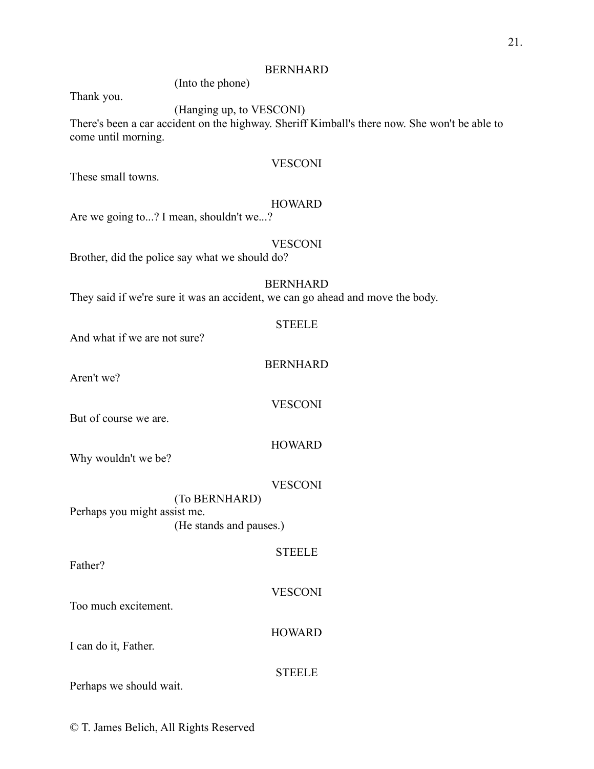BERNHARD

(Into the phone)

Thank you.

(Hanging up, to VESCONI)

There's been a car accident on the highway. Sheriff Kimball's there now. She won't be able to come until morning.

VESCONI

These small towns.

HOWARD

Are we going to...? I mean, shouldn't we...?

VESCONI

Brother, did the police say what we should do?

BERNHARD

They said if we're sure it was an accident, we can go ahead and move the body.

STEELE

And what if we are not sure?

BERNHARD

Aren't we?

VESCONI

But of course we are.

HOWARD

Why wouldn't we be?

VESCONI

(To BERNHARD)

Perhaps you might assist me.

(He stands and pauses.)

STEELE

Father?

VESCONI

Too much excitement.

HOWARD

I can do it, Father.

STEELE

Perhaps we should wait.

© T. James Belich, All Rights Reserved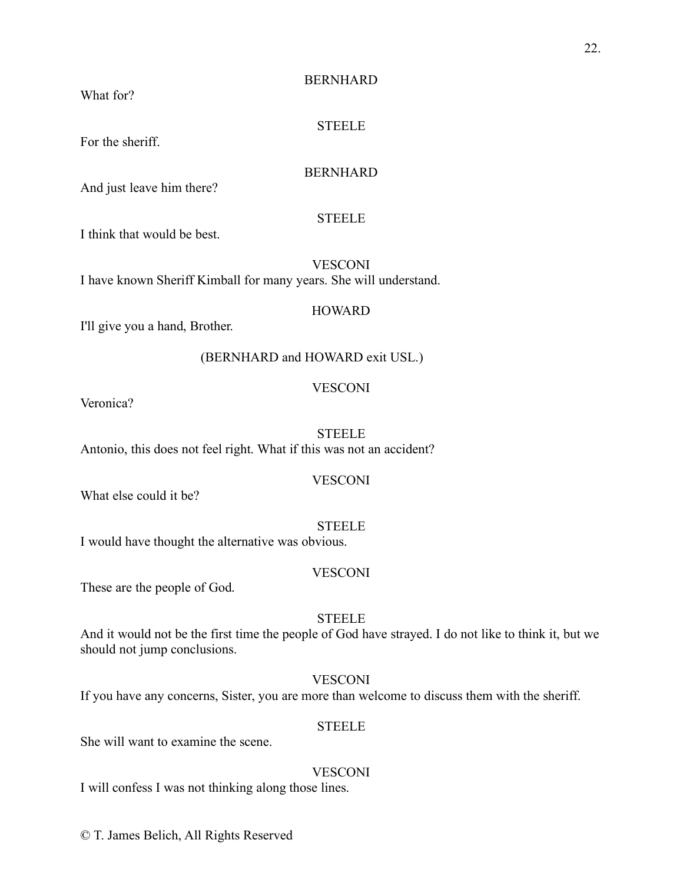BERNHARD

What for?

STEELE

For the sheriff.

BERNHARD

And just leave him there?

STEELE

I think that would be best.

VESCONI

I have known Sheriff Kimball for many years. She will understand.

HOWARD

I'll give you a hand, Brother.

(BERNHARD and HOWARD exit USL.)

VESCONI

Veronica?

STEELE

Antonio, this does not feel right. What if this was not an accident?

VESCONI

What else could it be?

STEELE

I would have thought the alternative was obvious.

VESCONI

These are the people of God.

STEELE

And it would not be the first time the people of God have strayed. I do not like to think it, but we should not jump conclusions.

VESCONI

If you have any concerns, Sister, you are more than welcome to discuss them with the sheriff.

STEELE

She will want to examine the scene.

VESCONI

I will confess I was not thinking along those lines.

© T. James Belich, All Rights Reserved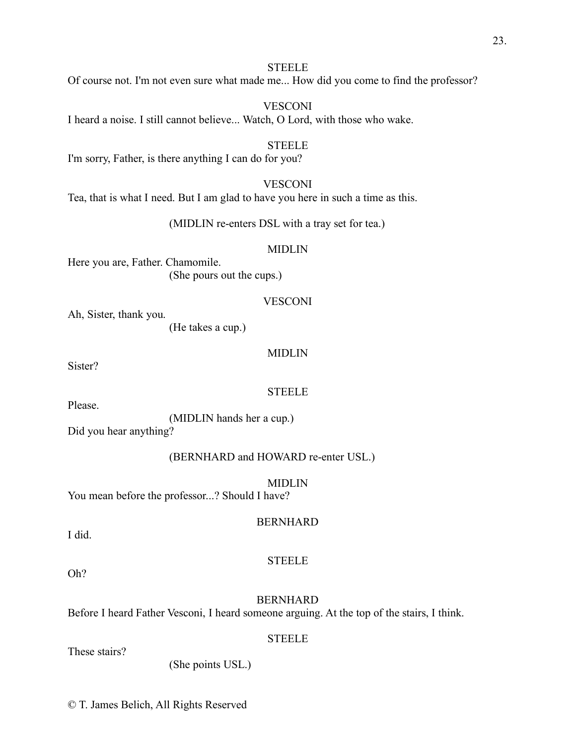STEELE

Of course not. I'm not even sure what made me... How did you come to find the professor?

VESCONI

I heard a noise. I still cannot believe... Watch, O Lord, with those who wake.

STEELE

I'm sorry, Father, is there anything I can do for you?

VESCONI

Tea, that is what I need. But I am glad to have you here in such a time as this.

(MIDLIN re-enters DSL with a tray set for tea.)

MIDLIN

Here you are, Father. Chamomile.

(She pours out the cups.)

VESCONI

Ah, Sister, thank you.

(He takes a cup.)

MIDLIN

Sister?

STEELE

Please.

(MIDLIN hands her a cup.)

Did you hear anything?

(BERNHARD and HOWARD re-enter USL.)

MIDLIN

You mean before the professor...? Should I have?

BERNHARD

I did.

STEELE

Oh?

BERNHARD

Before I heard Father Vesconi, I heard someone arguing. At the top of the stairs, I think.

STEELE

These stairs?

(She points USL.)

© T. James Belich, All Rights Reserved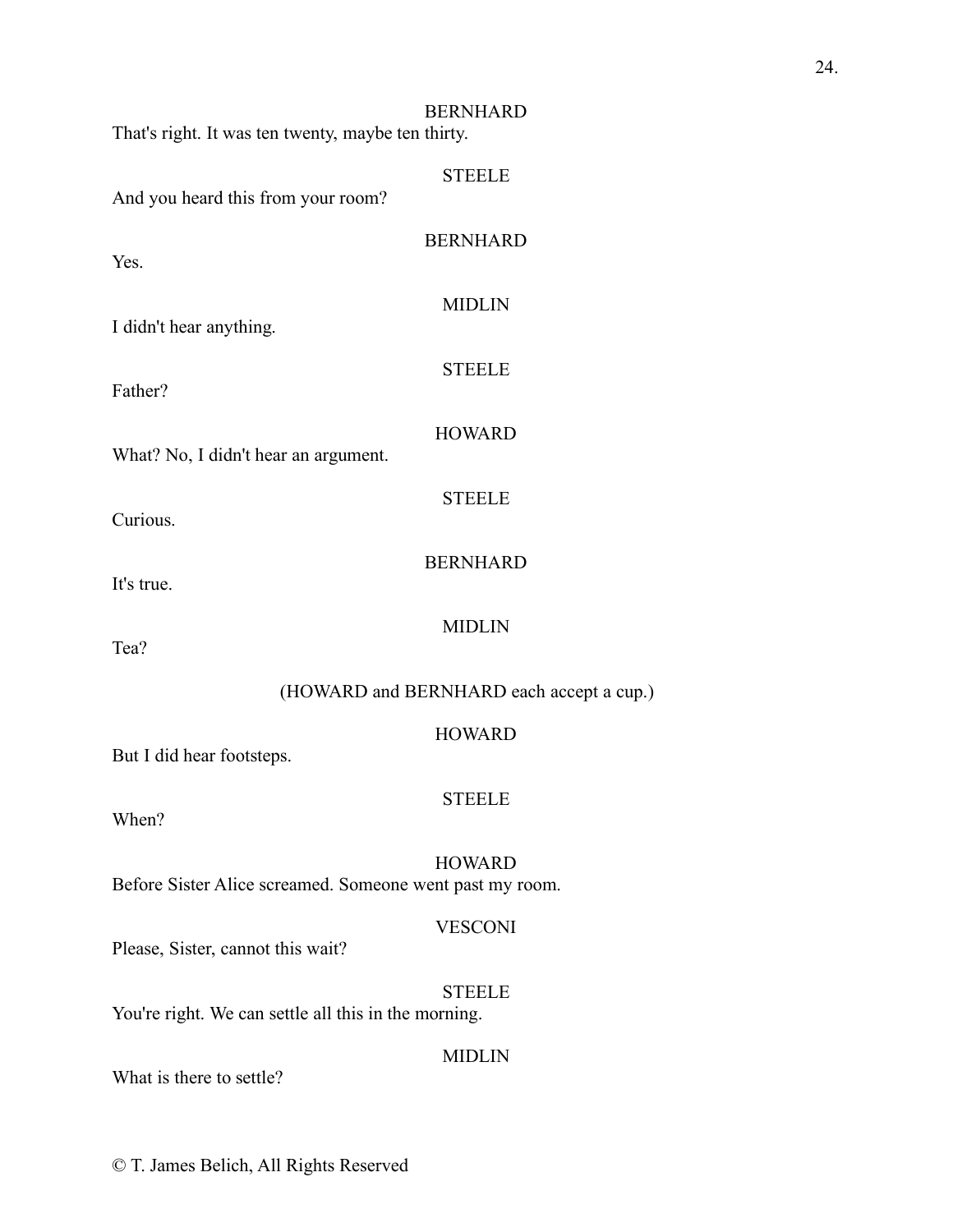BERNHARD

That's right. It was ten twenty, maybe ten thirty.

STEELE

And you heard this from your room?

BERNHARD

Yes.

MIDLIN

I didn't hear anything.

STEELE

Father?

HOWARD

What? No, I didn't hear an argument.

STEELE

Curious.

BERNHARD

It's true.

MIDLIN

Tea?

(HOWARD and BERNHARD each accept a cup.)

HOWARD

But I did hear footsteps.

STEELE

When?

HOWARD

Before Sister Alice screamed. Someone went past my room.

VESCONI

Please, Sister, cannot this wait?

STEELE

You're right. We can settle all this in the morning.

MIDLIN

What is there to settle?

© T. James Belich, All Rights Reserved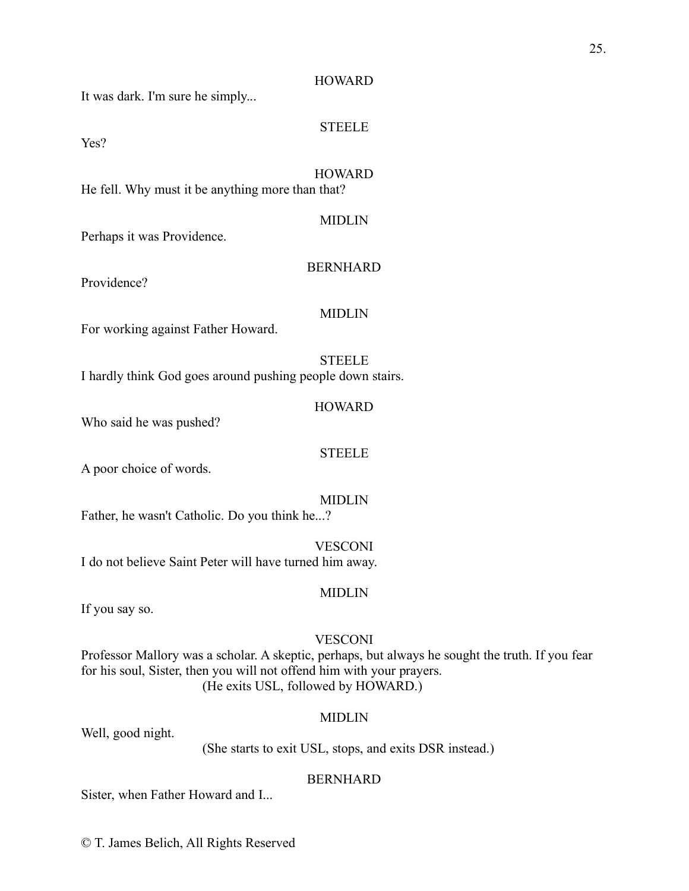HOWARD

It was dark. I'm sure he simply...

STEELE

Yes?

HOWARD

He fell. Why must it be anything more than that?

MIDLIN

Perhaps it was Providence.

BERNHARD

Providence?

MIDLIN

For working against Father Howard.

STEELE

I hardly think God goes around pushing people down stairs.

HOWARD

Who said he was pushed?

STEELE

A poor choice of words.

MIDLIN

Father, he wasn't Catholic. Do you think he...?

VESCONI

I do not believe Saint Peter will have turned him away.

MIDLIN

If you say so.

VESCONI

Professor Mallory was a scholar. A skeptic, perhaps, but always he sought the truth. If you fear for his soul, Sister, then you will not offend him with your prayers.

(He exits USL, followed by HOWARD.)

MIDLIN

Well, good night.

(She starts to exit USL, stops, and exits DSR instead.)

BERNHARD

Sister, when Father Howard and I...

© T. James Belich, All Rights Reserved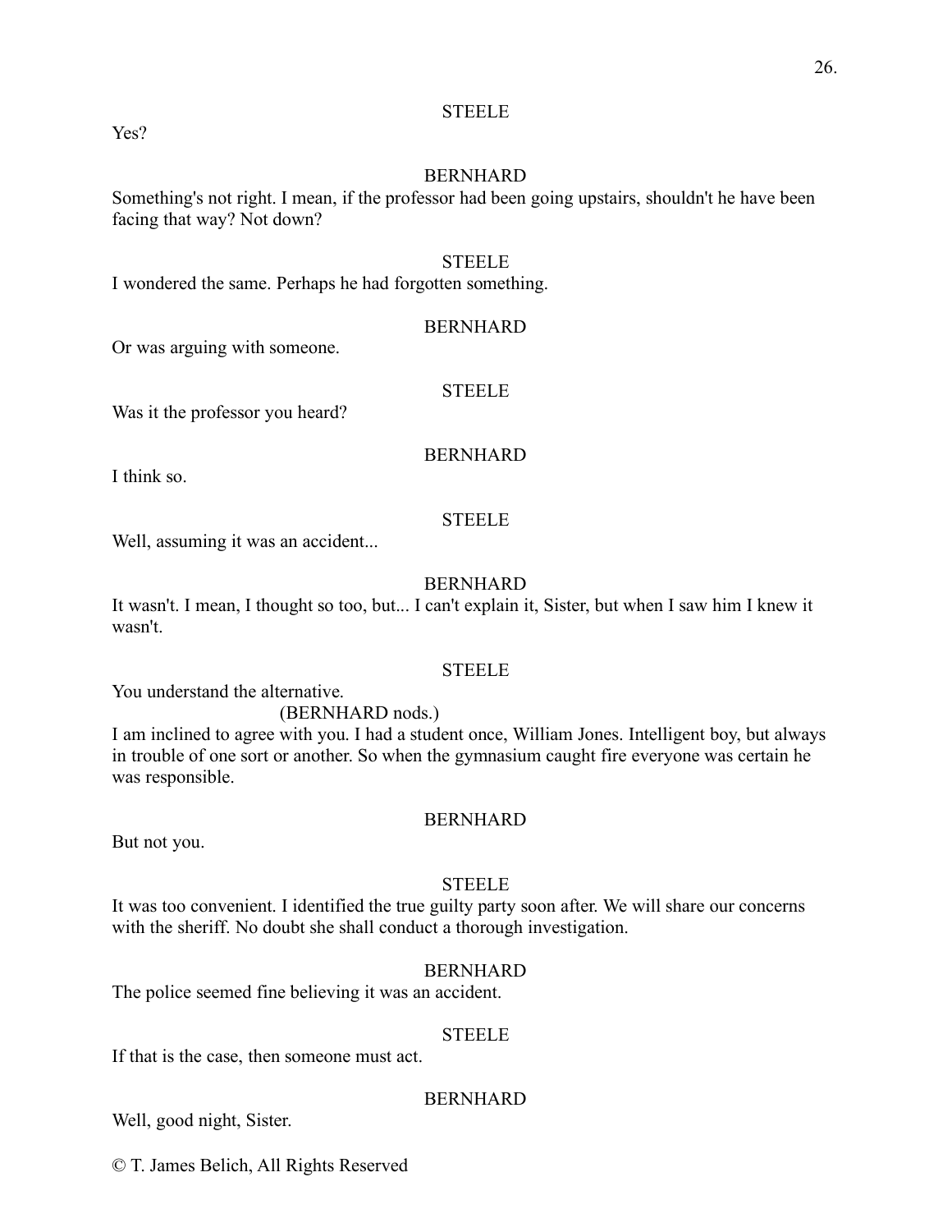STEELE

Yes?

BERNHARD

Something's not right. I mean, if the professor had been going upstairs, shouldn't he have been facing that way? Not down?

STEELE

I wondered the same. Perhaps he had forgotten something.

BERNHARD

Or was arguing with someone.

STEELE

Was it the professor you heard?

BERNHARD

I think so.

STEELE

Well, assuming it was an accident...

BERNHARD

It wasn't. I mean, I thought so too, but... I can't explain it, Sister, but when I saw him I knew it wasn't.

STEELE

You understand the alternative.

(BERNHARD nods.)

I am inclined to agree with you. I had a student once, William Jones. Intelligent boy, but always in trouble of one sort or another. So when the gymnasium caught fire everyone was certain he was responsible.

BERNHARD

But not you.

STEELE

It was too convenient. I identified the true guilty party soon after. We will share our concerns with the sheriff. No doubt she shall conduct a thorough investigation.

BERNHARD

The police seemed fine believing it was an accident.

STEELE

If that is the case, then someone must act.

BERNHARD

Well, good night, Sister.

© T. James Belich, All Rights Reserved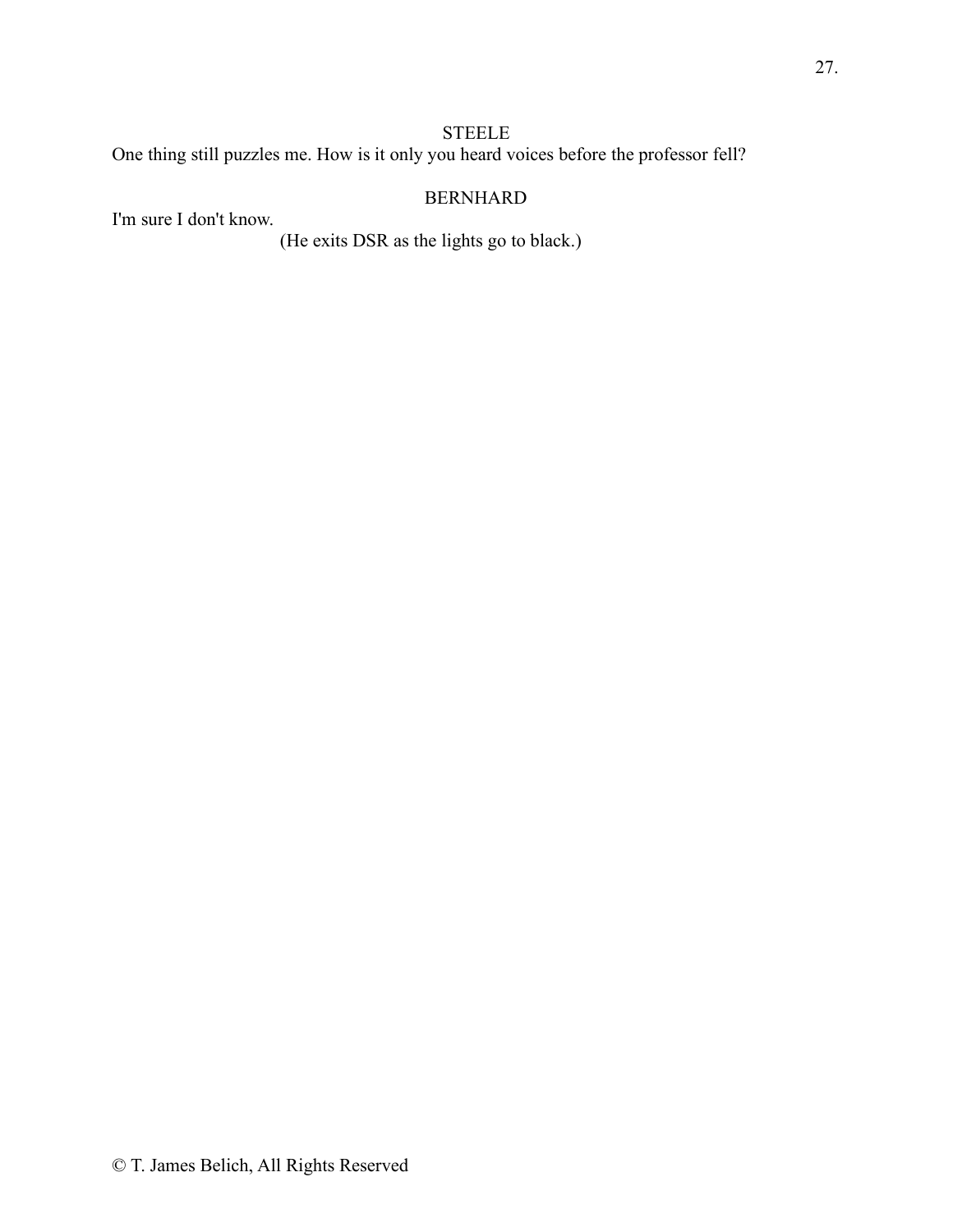STEELE

One thing still puzzles me. How is it only you heard voices before the professor fell?

BERNHARD

I'm sure I don't know.

(He exits DSR as the lights go to black.)

© T. James Belich, All Rights Reserved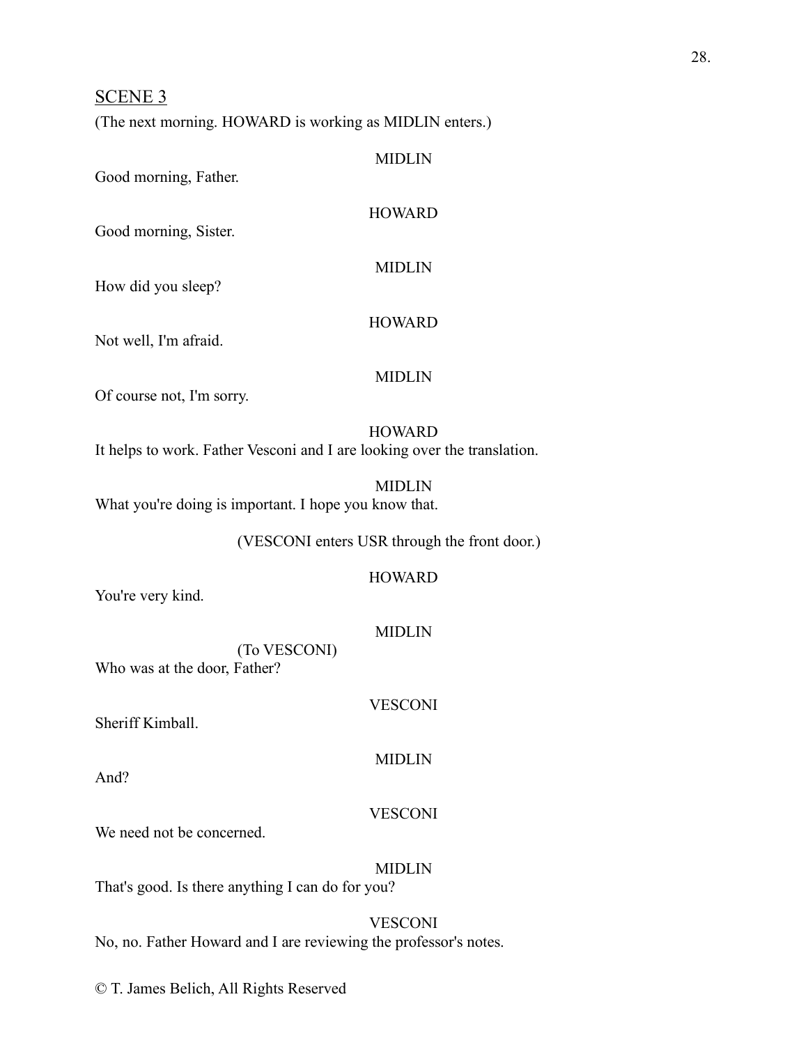## SCENE 3

(The next morning. HOWARD is working as MIDLIN enters.)

MIDLIN

Good morning, Father.

HOWARD

Good morning, Sister.

MIDLIN

How did you sleep?

HOWARD

Not well, I'm afraid.

MIDLIN

Of course not, I'm sorry.

HOWARD

It helps to work. Father Vesconi and I are looking over the translation.

MIDLIN

What you're doing is important. I hope you know that.

(VESCONI enters USR through the front door.)

HOWARD

You're very kind.

MIDLIN

(To VESCONI)

Who was at the door, Father?

VESCONI

Sheriff Kimball.

MIDLIN

And?

VESCONI

We need not be concerned.

MIDLIN

That's good. Is there anything I can do for you?

VESCONI

No, no. Father Howard and I are reviewing the professor's notes.

© T. James Belich, All Rights Reserved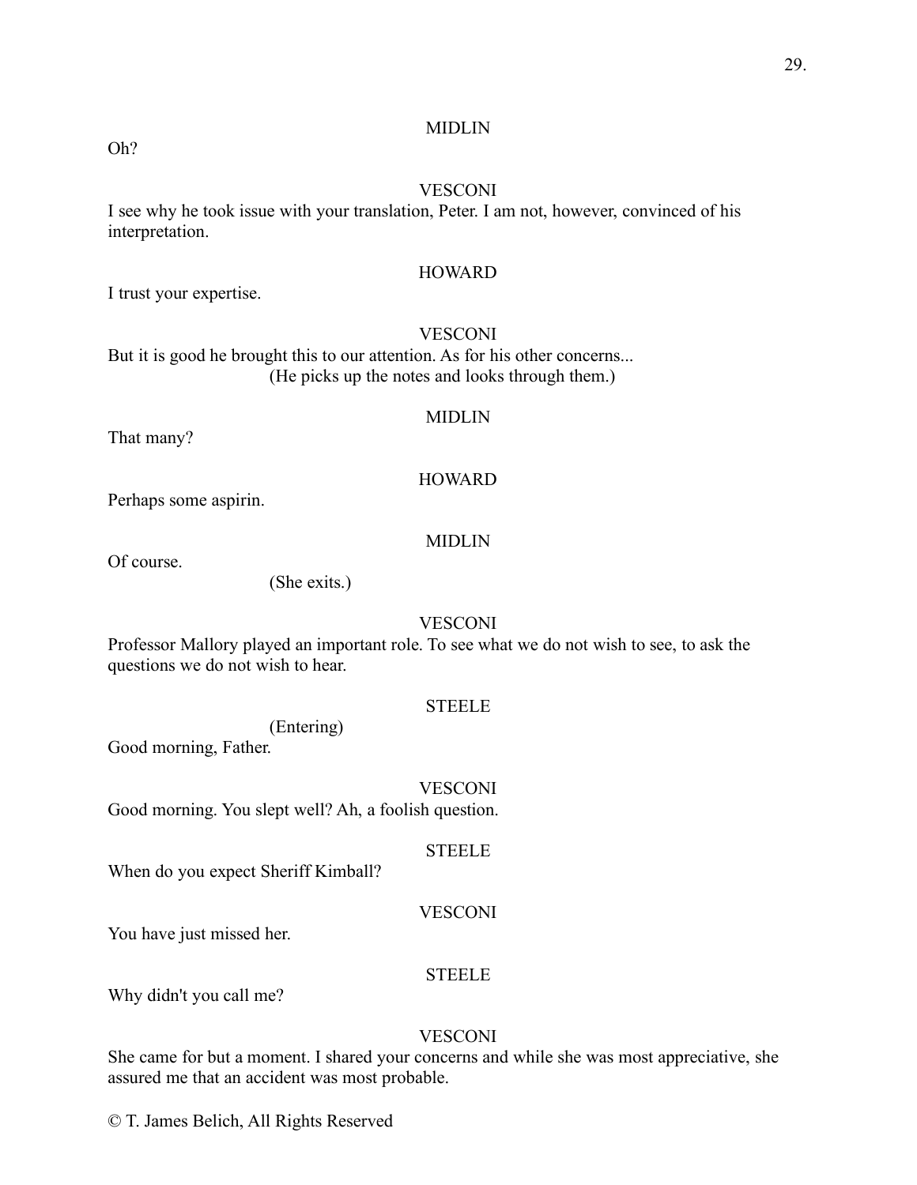MIDLIN

Oh?

VESCONI

I see why he took issue with your translation, Peter. I am not, however, convinced of his interpretation.

HOWARD

I trust your expertise.

VESCONI

But it is good he brought this to our attention. As for his other concerns...

(He picks up the notes and looks through them.)

MIDLIN

That many?

HOWARD

Perhaps some aspirin.

MIDLIN

Of course.

(She exits.)

VESCONI

Professor Mallory played an important role. To see what we do not wish to see, to ask the questions we do not wish to hear.

STEELE

(Entering)

Good morning, Father.

VESCONI

Good morning. You slept well? Ah, a foolish question.

STEELE

When do you expect Sheriff Kimball?

VESCONI

You have just missed her.

STEELE

Why didn't you call me?

VESCONI

She came for but a moment. I shared your concerns and while she was most appreciative, she assured me that an accident was most probable.

© T. James Belich, All Rights Reserved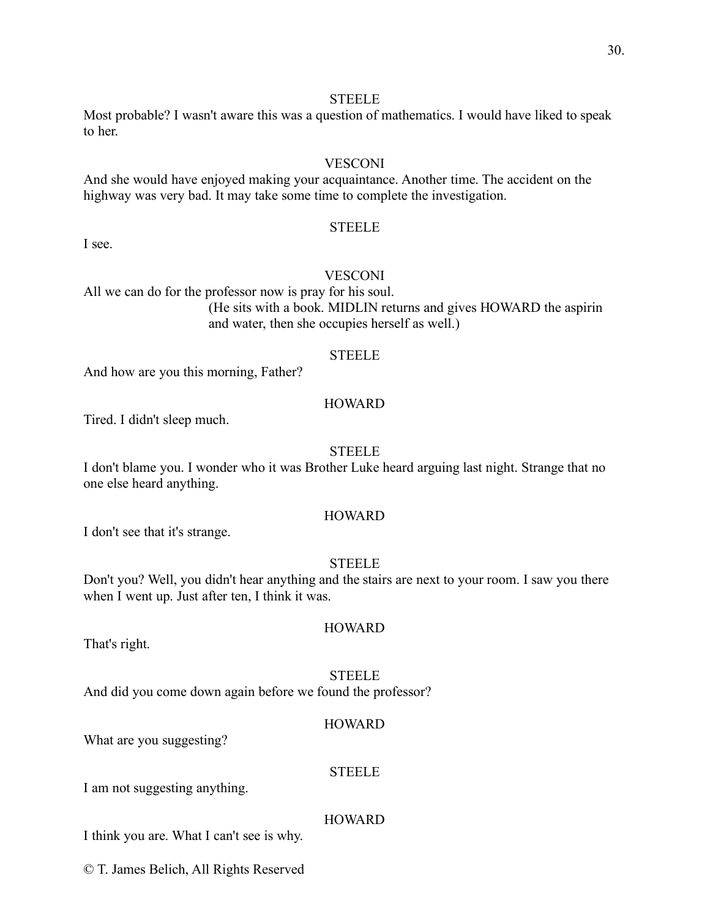STEELE

Most probable? I wasn't aware this was a question of mathematics. I would have liked to speak to her.

VESCONI

And she would have enjoyed making your acquaintance. Another time. The accident on the highway was very bad. It may take some time to complete the investigation.

STEELE

I see.

VESCONI

All we can do for the professor now is pray for his soul.

(He sits with a book. MIDLIN returns and gives HOWARD the aspirin and water, then she occupies herself as well.)

STEELE

And how are you this morning, Father?

HOWARD

Tired. I didn't sleep much.

STEELE

I don't blame you. I wonder who it was Brother Luke heard arguing last night. Strange that no one else heard anything.

HOWARD

I don't see that it's strange.

STEELE

Don't you? Well, you didn't hear anything and the stairs are next to your room. I saw you there when I went up. Just after ten, I think it was.

HOWARD

That's right.

STEELE

And did you come down again before we found the professor?

HOWARD

What are you suggesting?

STEELE

I am not suggesting anything.

HOWARD

I think you are. What I can't see is why.

© T. James Belich, All Rights Reserved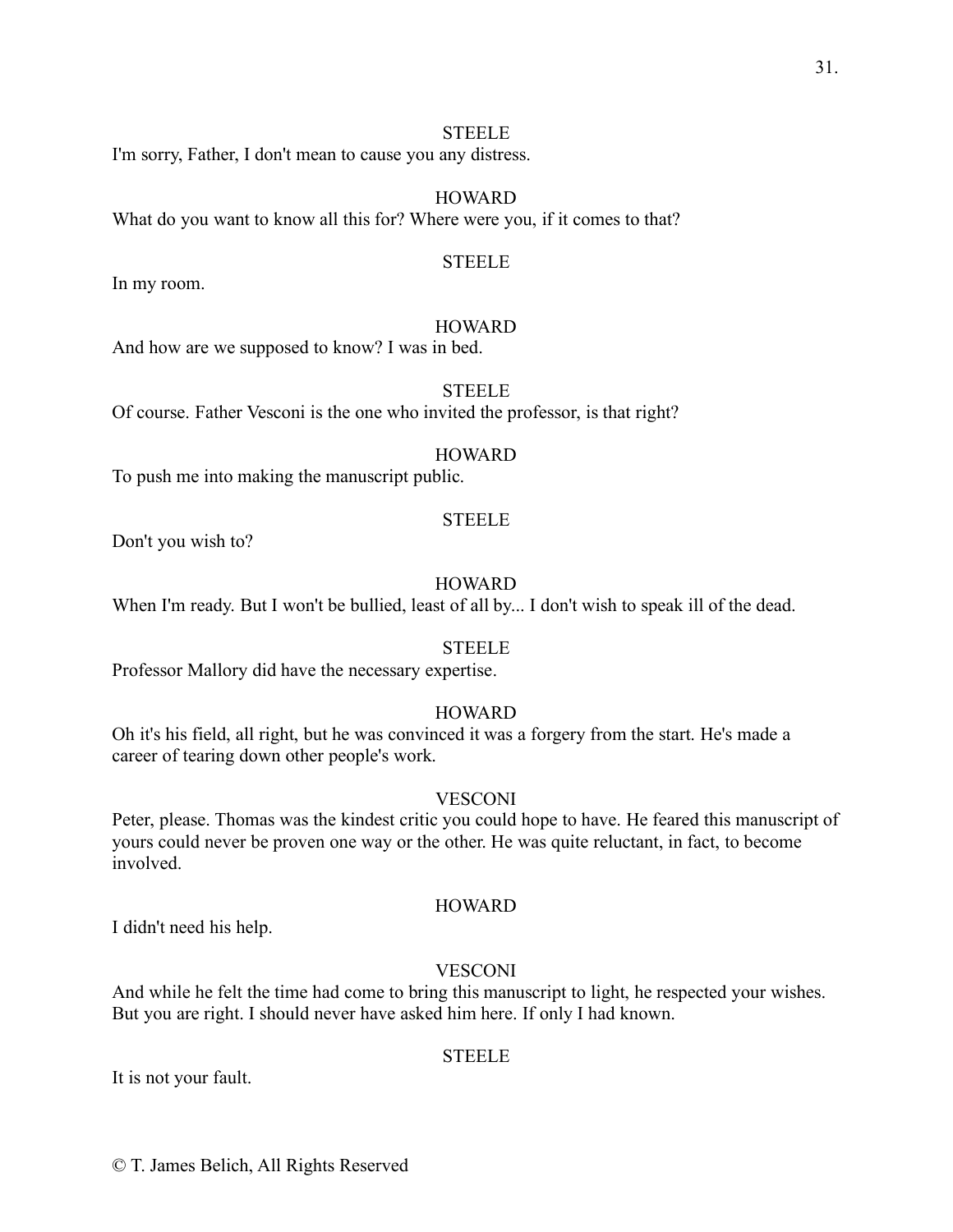STEELE

I'm sorry, Father, I don't mean to cause you any distress.

HOWARD

What do you want to know all this for? Where were you, if it comes to that?

STEELE

In my room.

HOWARD

And how are we supposed to know? I was in bed.

STEELE

Of course. Father Vesconi is the one who invited the professor, is that right?

HOWARD

To push me into making the manuscript public.

STEELE

Don't you wish to?

HOWARD

When I'm ready. But I won't be bullied, least of all by... I don't wish to speak ill of the dead.

STEELE

Professor Mallory did have the necessary expertise.

HOWARD

Oh it's his field, all right, but he was convinced it was a forgery from the start. He's made a career of tearing down other people's work.

VESCONI

Peter, please. Thomas was the kindest critic you could hope to have. He feared this manuscript of yours could never be proven one way or the other. He was quite reluctant, in fact, to become involved.

HOWARD

I didn't need his help.

VESCONI

And while he felt the time had come to bring this manuscript to light, he respected your wishes. But you are right. I should never have asked him here. If only I had known.

STEELE

It is not your fault.

© T. James Belich, All Rights Reserved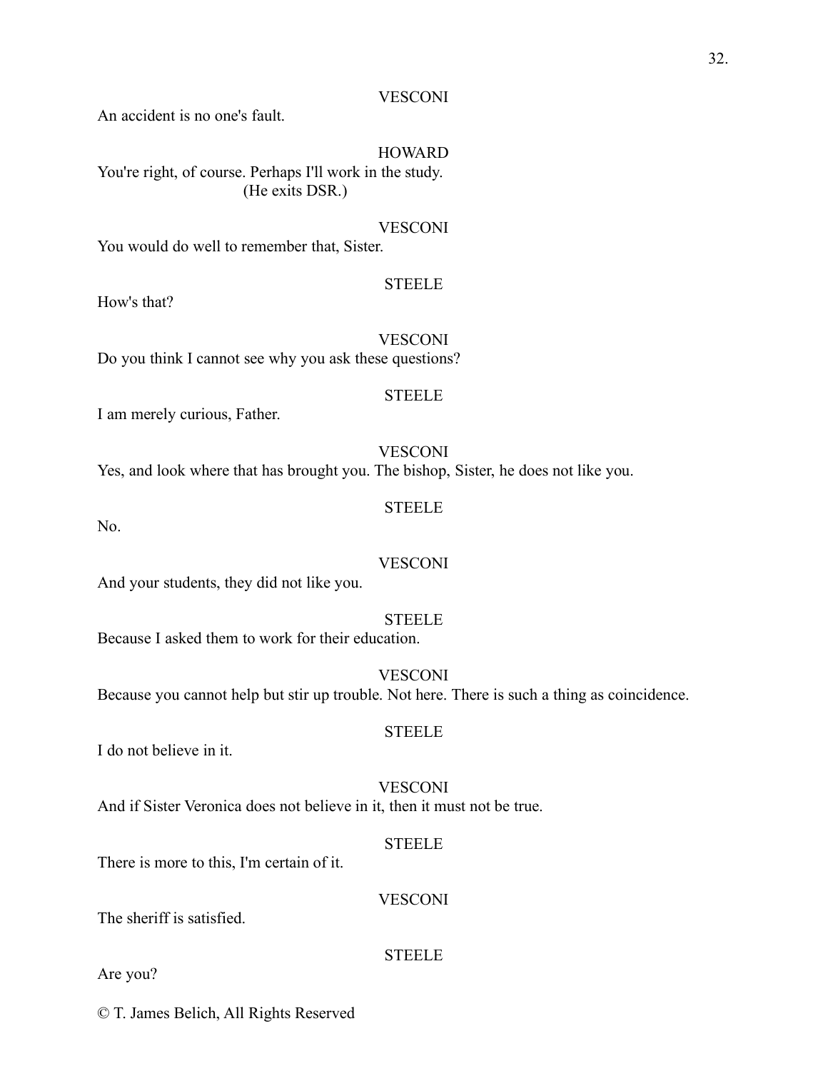VESCONI

An accident is no one's fault.

HOWARD

You're right, of course. Perhaps I'll work in the study.

(He exits DSR.)

VESCONI

You would do well to remember that, Sister.

STEELE

How's that?

VESCONI

Do you think I cannot see why you ask these questions?

STEELE

I am merely curious, Father.

VESCONI

Yes, and look where that has brought you. The bishop, Sister, he does not like you.

STEELE

No.

VESCONI

And your students, they did not like you.

STEELE

Because I asked them to work for their education.

VESCONI

Because you cannot help but stir up trouble. Not here. There is such a thing as coincidence.

STEELE

I do not believe in it.

VESCONI

And if Sister Veronica does not believe in it, then it must not be true.

STEELE

There is more to this, I'm certain of it.

VESCONI

The sheriff is satisfied.

STEELE

Are you?

© T. James Belich, All Rights Reserved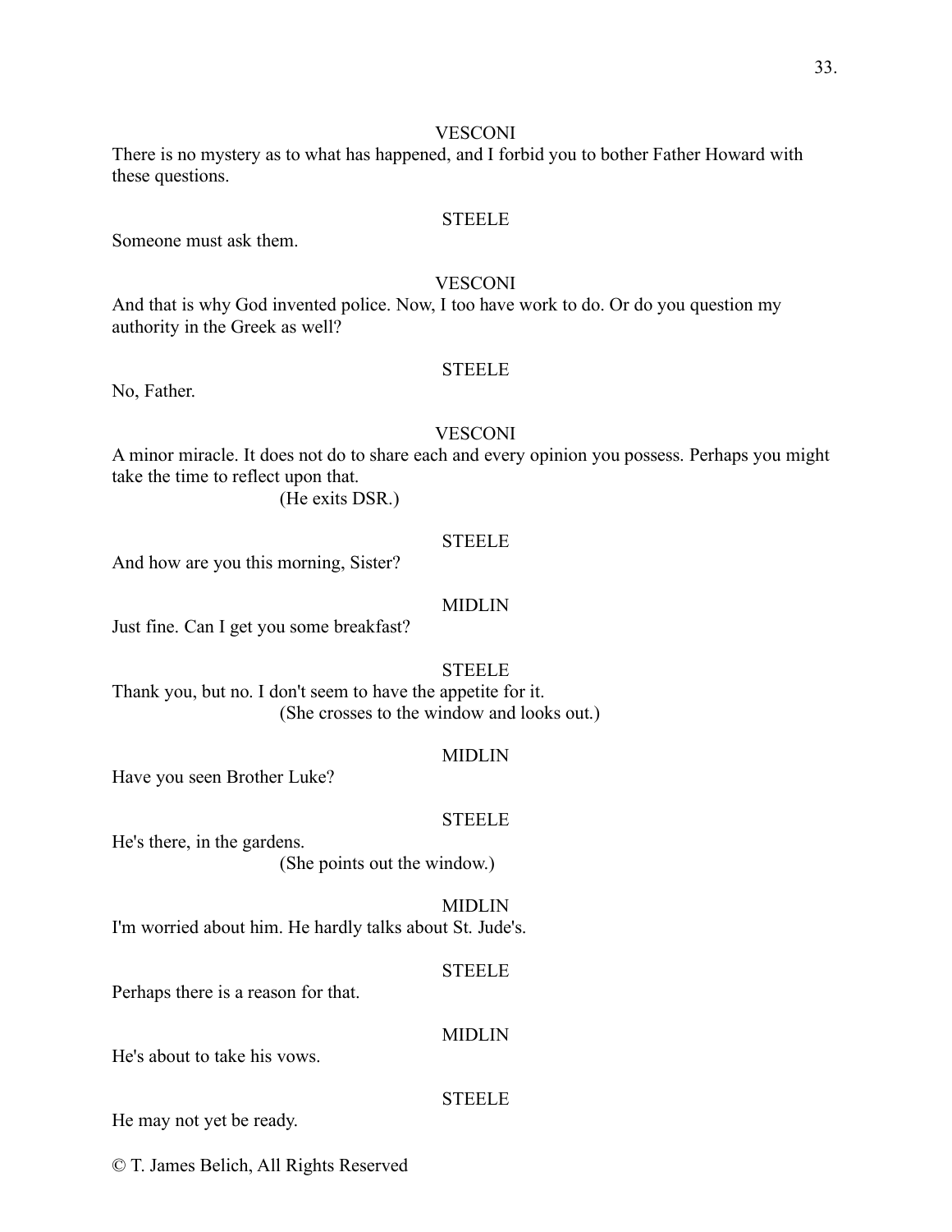VESCONI

There is no mystery as to what has happened, and I forbid you to bother Father Howard with these questions.

STEELE

Someone must ask them.

VESCONI

And that is why God invented police. Now, I too have work to do. Or do you question my authority in the Greek as well?

STEELE

No, Father.

VESCONI

A minor miracle. It does not do to share each and every opinion you possess. Perhaps you might take the time to reflect upon that.

(He exits DSR.)

STEELE

And how are you this morning, Sister?

MIDLIN

Just fine. Can I get you some breakfast?

STEELE

Thank you, but no. I don't seem to have the appetite for it.

(She crosses to the window and looks out.)

MIDLIN

Have you seen Brother Luke?

STEELE

He's there, in the gardens.

(She points out the window.)

MIDLIN

I'm worried about him. He hardly talks about St. Jude's.

STEELE

Perhaps there is a reason for that.

MIDLIN

He's about to take his vows.

STEELE

He may not yet be ready.

© T. James Belich, All Rights Reserved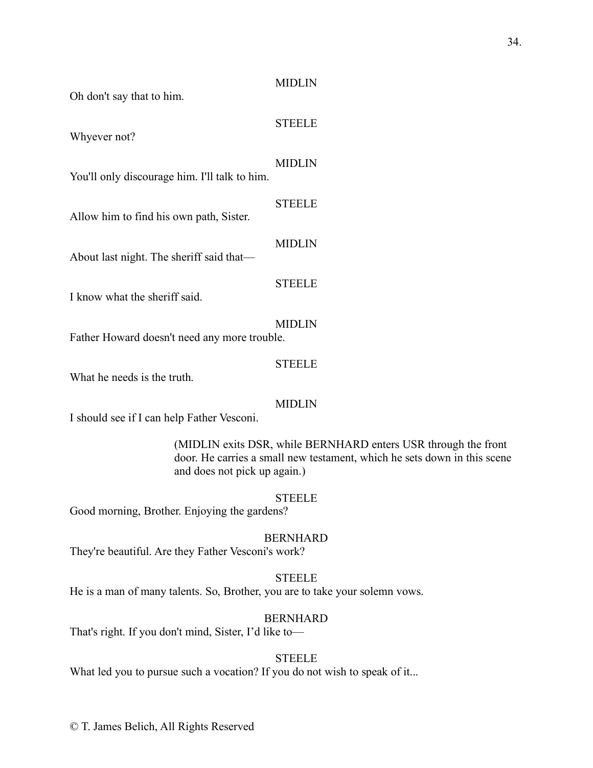MIDLIN

Oh don't say that to him.

STEELE

Whyever not?

MIDLIN

You'll only discourage him. I'll talk to him.

STEELE

Allow him to find his own path, Sister.

MIDLIN

About last night. The sheriff said that—

STEELE

I know what the sheriff said.

MIDLIN

Father Howard doesn't need any more trouble.

STEELE

What he needs is the truth.

MIDLIN

I should see if I can help Father Vesconi.

(MIDLIN exits DSR, while BERNHARD enters USR through the front door. He carries a small new testament, which he sets down in this scene and does not pick up again.)

STEELE

Good morning, Brother. Enjoying the gardens?

BERNHARD

They're beautiful. Are they Father Vesconi's work?

STEELE

He is a man of many talents. So, Brother, you are to take your solemn vows.

BERNHARD

That's right. If you don't mind, Sister, I'd like to—

STEELE

What led you to pursue such a vocation? If you do not wish to speak of it...

© T. James Belich, All Rights Reserved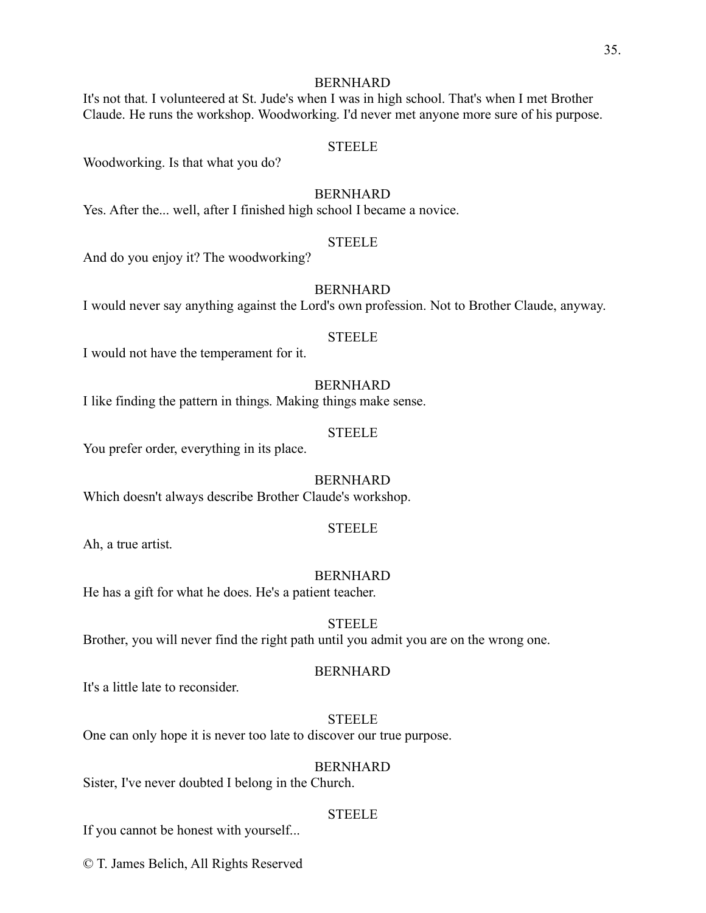BERNHARD

It's not that. I volunteered at St. Jude's when I was in high school. That's when I met Brother Claude. He runs the workshop. Woodworking. I'd never met anyone more sure of his purpose.

STEELE

Woodworking. Is that what you do?

BERNHARD

Yes. After the... well, after I finished high school I became a novice.

STEELE

And do you enjoy it? The woodworking?

BERNHARD

I would never say anything against the Lord's own profession. Not to Brother Claude, anyway.

STEELE

I would not have the temperament for it.

BERNHARD

I like finding the pattern in things. Making things make sense.

STEELE

You prefer order, everything in its place.

BERNHARD

Which doesn't always describe Brother Claude's workshop.

STEELE

Ah, a true artist.

BERNHARD

He has a gift for what he does. He's a patient teacher.

STEELE

Brother, you will never find the right path until you admit you are on the wrong one.

BERNHARD

It's a little late to reconsider.

STEELE

One can only hope it is never too late to discover our true purpose.

BERNHARD

Sister, I've never doubted I belong in the Church.

STEELE

If you cannot be honest with yourself...

© T. James Belich, All Rights Reserved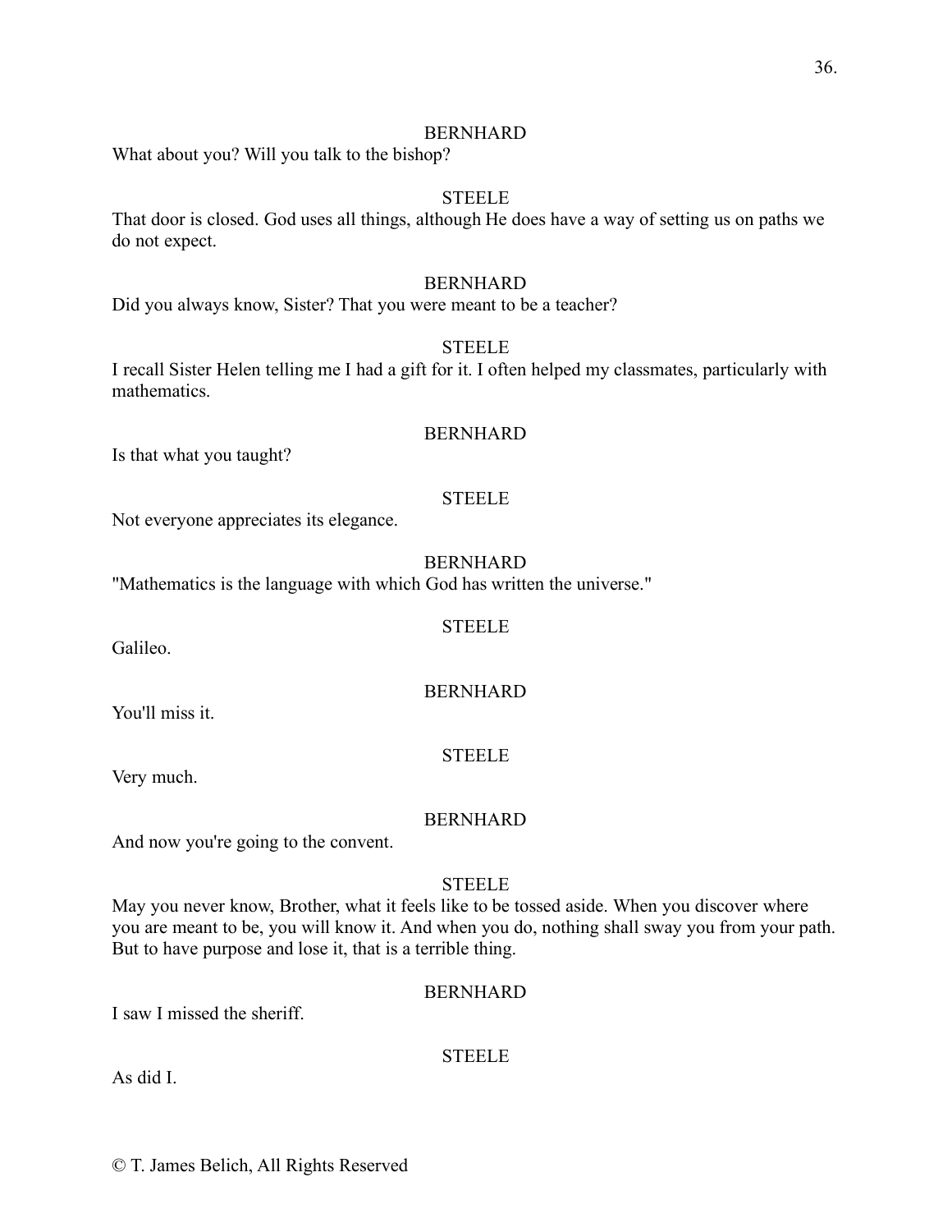BERNHARD

What about you? Will you talk to the bishop?

STEELE

That door is closed. God uses all things, although He does have a way of setting us on paths we do not expect.

BERNHARD

Did you always know, Sister? That you were meant to be a teacher?

STEELE

I recall Sister Helen telling me I had a gift for it. I often helped my classmates, particularly with mathematics.

BERNHARD

Is that what you taught?

STEELE

Not everyone appreciates its elegance.

BERNHARD

"Mathematics is the language with which God has written the universe."

STEELE

Galileo.

BERNHARD

You'll miss it.

STEELE

Very much.

BERNHARD

And now you're going to the convent.

STEELE

May you never know, Brother, what it feels like to be tossed aside. When you discover where you are meant to be, you will know it. And when you do, nothing shall sway you from your path. But to have purpose and lose it, that is a terrible thing.

BERNHARD

I saw I missed the sheriff.

STEELE

As did I.

© T. James Belich, All Rights Reserved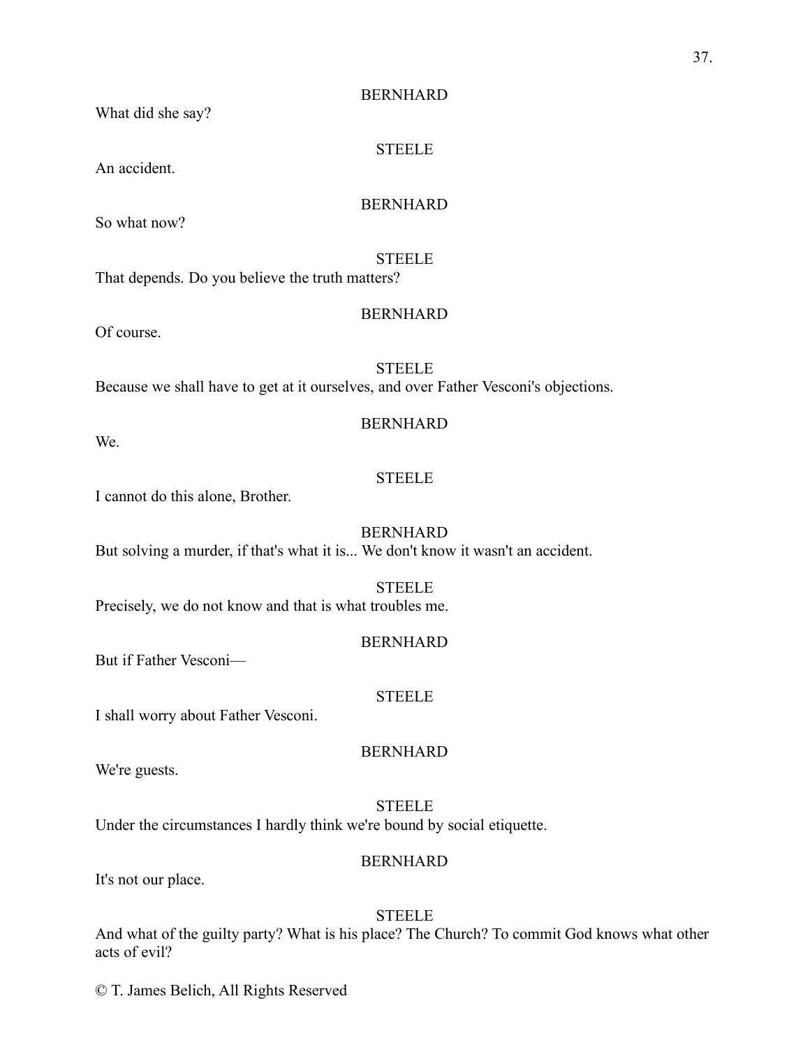BERNHARD

What did she say?

STEELE

An accident.

BERNHARD

So what now?

STEELE

That depends. Do you believe the truth matters?

BERNHARD

Of course.

STEELE

Because we shall have to get at it ourselves, and over Father Vesconi's objections.

BERNHARD

We.

STEELE

I cannot do this alone, Brother.

BERNHARD

But solving a murder, if that's what it is... We don't know it wasn't an accident.

STEELE

Precisely, we do not know and that is what troubles me.

BERNHARD

But if Father Vesconi—

STEELE

I shall worry about Father Vesconi.

BERNHARD

We're guests.

STEELE

Under the circumstances I hardly think we're bound by social etiquette.

BERNHARD

It's not our place.

STEELE

And what of the guilty party? What is his place? The Church? To commit God knows what other acts of evil?

© T. James Belich, All Rights Reserved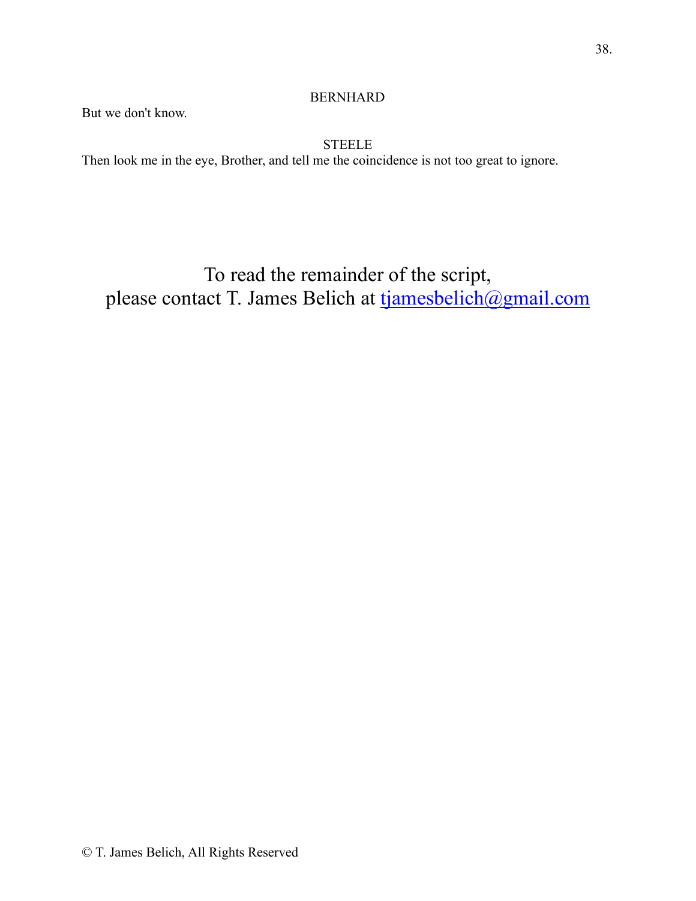BERNHARD

But we don't know.

STEELE

Then look me in the eye, Brother, and tell me the coincidence is not too great to ignore.

To read the remainder of the script,
please contact T. James Belich at tjamesbelich@gmail.com

© T. James Belich, All Rights Reserved